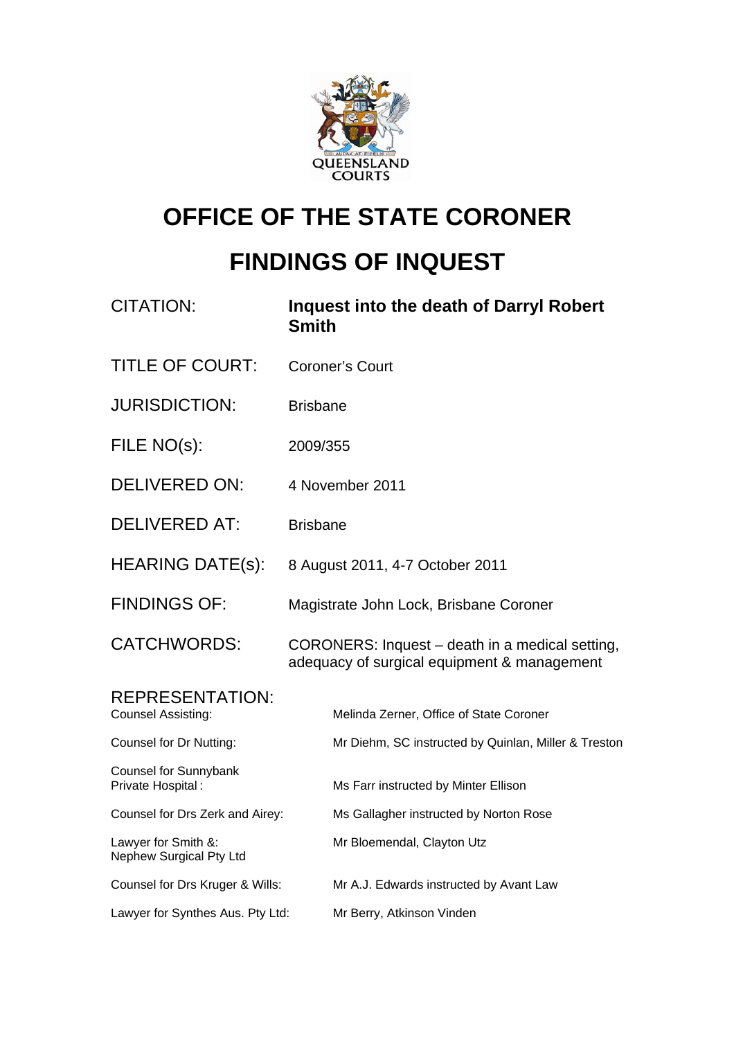QUEENSLAND COURTS

# OFFICE OF THE STATE CORONER

# FINDINGS OF INQUEST

| | |
|---|---|
| CITATION: | **Inquest into the death of Darryl Robert Smith** |
| TITLE OF COURT: | Coroner's Court |
| JURISDICTION: | Brisbane |
| FILE NO(s): | 2009/355 |
| DELIVERED ON: | 4 November 2011 |
| DELIVERED AT: | Brisbane |
| HEARING DATE(s): | 8 August 2011, 4-7 October 2011 |
| FINDINGS OF: | Magistrate John Lock, Brisbane Coroner |
| CATCHWORDS: | CORONERS: Inquest – death in a medical setting, adequacy of surgical equipment & management |

REPRESENTATION:

| | |
|---|---|
| Counsel Assisting: | Melinda Zerner, Office of State Coroner |
| Counsel for Dr Nutting: | Mr Diehm, SC instructed by Quinlan, Miller & Treston |
| Counsel for Sunnybank Private Hospital: | Ms Farr instructed by Minter Ellison |
| Counsel for Drs Zerk and Airey: | Ms Gallagher instructed by Norton Rose |
| Lawyer for Smith &: Nephew Surgical Pty Ltd | Mr Bloemendal, Clayton Utz |
| Counsel for Drs Kruger & Wills: | Mr A.J. Edwards instructed by Avant Law |
| Lawyer for Synthes Aus. Pty Ltd: | Mr Berry, Atkinson Vinden |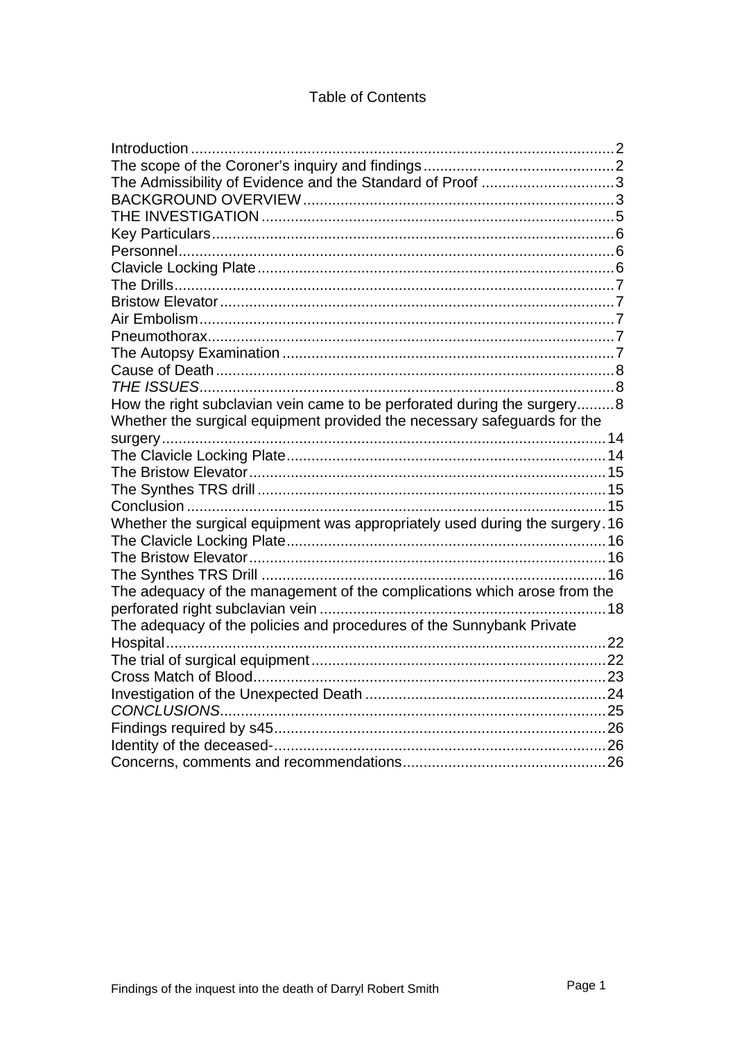# Table of Contents

| | |
|---|---|
| Introduction | 2 |
| The scope of the Coroner's inquiry and findings | 2 |
| The Admissibility of Evidence and the Standard of Proof | 3 |
| BACKGROUND OVERVIEW | 3 |
| THE INVESTIGATION | 5 |
| Key Particulars | 6 |
| Personnel | 6 |
| Clavicle Locking Plate | 6 |
| The Drills | 7 |
| Bristow Elevator | 7 |
| Air Embolism | 7 |
| Pneumothorax | 7 |
| The Autopsy Examination | 7 |
| Cause of Death | 8 |
| *THE ISSUES* | 8 |
| How the right subclavian vein came to be perforated during the surgery | 8 |
| Whether the surgical equipment provided the necessary safeguards for the surgery | 14 |
| The Clavicle Locking Plate | 14 |
| The Bristow Elevator | 15 |
| The Synthes TRS drill | 15 |
| Conclusion | 15 |
| Whether the surgical equipment was appropriately used during the surgery | 16 |
| The Clavicle Locking Plate | 16 |
| The Bristow Elevator | 16 |
| The Synthes TRS Drill | 16 |
| The adequacy of the management of the complications which arose from the perforated right subclavian vein | 18 |
| The adequacy of the policies and procedures of the Sunnybank Private Hospital | 22 |
| The trial of surgical equipment | 22 |
| Cross Match of Blood | 23 |
| Investigation of the Unexpected Death | 24 |
| *CONCLUSIONS* | 25 |
| Findings required by s45 | 26 |
| Identity of the deceased- | 26 |
| Concerns, comments and recommendations | 26 |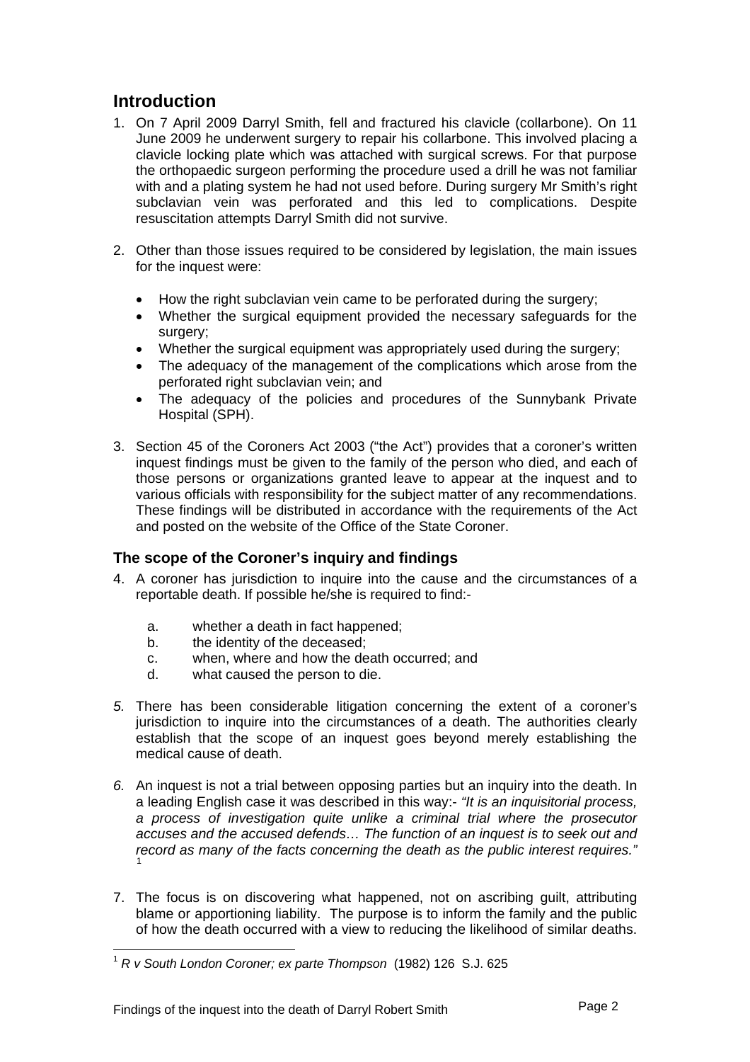## Introduction

1. On 7 April 2009 Darryl Smith, fell and fractured his clavicle (collarbone). On 11 June 2009 he underwent surgery to repair his collarbone. This involved placing a clavicle locking plate which was attached with surgical screws. For that purpose the orthopaedic surgeon performing the procedure used a drill he was not familiar with and a plating system he had not used before. During surgery Mr Smith's right subclavian vein was perforated and this led to complications. Despite resuscitation attempts Darryl Smith did not survive.

2. Other than those issues required to be considered by legislation, the main issues for the inquest were:

   - How the right subclavian vein came to be perforated during the surgery;
   - Whether the surgical equipment provided the necessary safeguards for the surgery;
   - Whether the surgical equipment was appropriately used during the surgery;
   - The adequacy of the management of the complications which arose from the perforated right subclavian vein; and
   - The adequacy of the policies and procedures of the Sunnybank Private Hospital (SPH).

3. Section 45 of the Coroners Act 2003 ("the Act") provides that a coroner's written inquest findings must be given to the family of the person who died, and each of those persons or organizations granted leave to appear at the inquest and to various officials with responsibility for the subject matter of any recommendations. These findings will be distributed in accordance with the requirements of the Act and posted on the website of the Office of the State Coroner.

### The scope of the Coroner's inquiry and findings

4. A coroner has jurisdiction to inquire into the cause and the circumstances of a reportable death. If possible he/she is required to find:-

   a. whether a death in fact happened;
   b. the identity of the deceased;
   c. when, where and how the death occurred; and
   d. what caused the person to die.

5. There has been considerable litigation concerning the extent of a coroner's jurisdiction to inquire into the circumstances of a death. The authorities clearly establish that the scope of an inquest goes beyond merely establishing the medical cause of death.

6. An inquest is not a trial between opposing parties but an inquiry into the death. In a leading English case it was described in this way:- *"It is an inquisitorial process, a process of investigation quite unlike a criminal trial where the prosecutor accuses and the accused defends… The function of an inquest is to seek out and record as many of the facts concerning the death as the public interest requires."* [1]

7. The focus is on discovering what happened, not on ascribing guilt, attributing blame or apportioning liability. The purpose is to inform the family and the public of how the death occurred with a view to reducing the likelihood of similar deaths.

[1] *R v South London Coroner; ex parte Thompson* (1982) 126 S.J. 625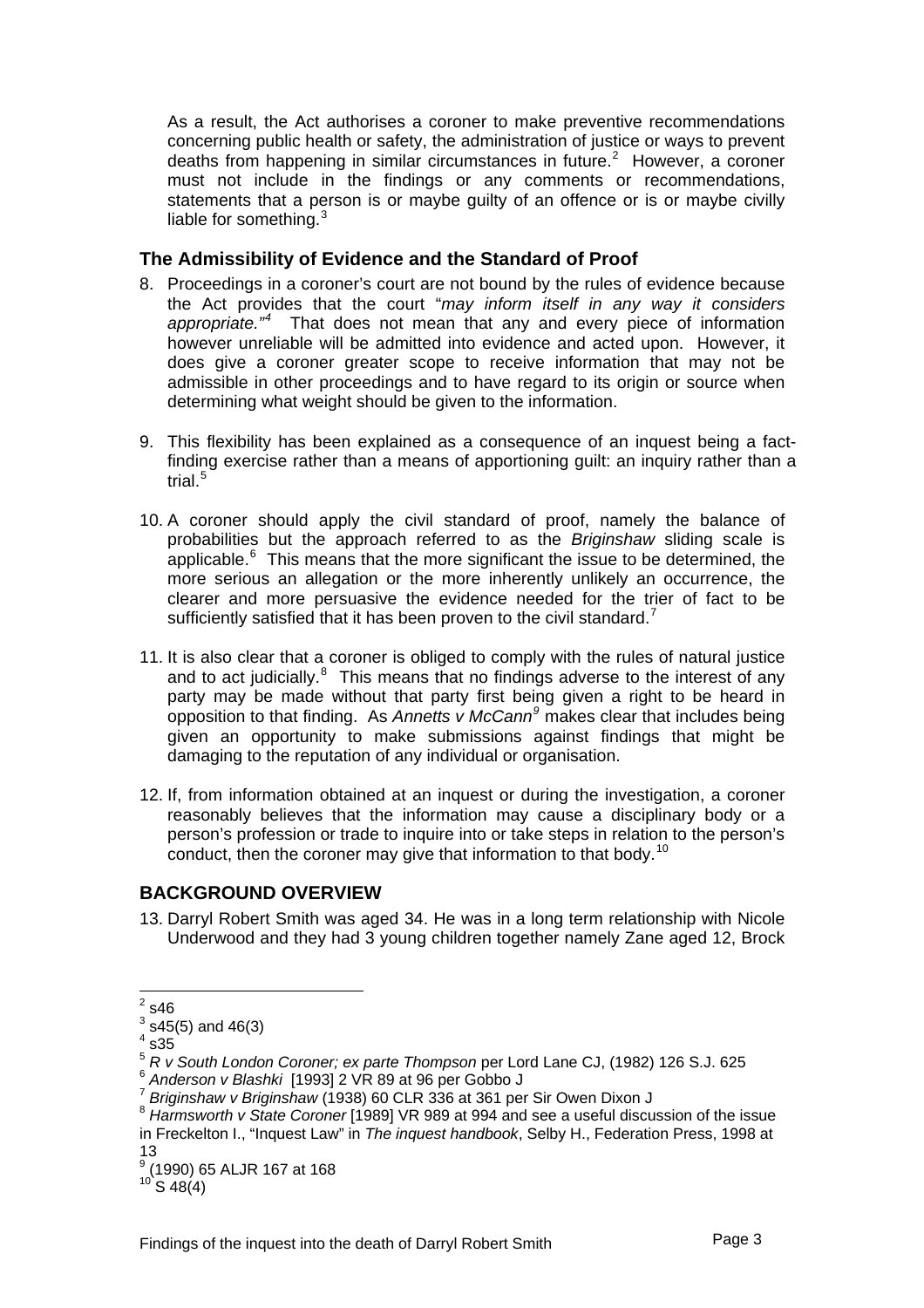As a result, the Act authorises a coroner to make preventive recommendations concerning public health or safety, the administration of justice or ways to prevent deaths from happening in similar circumstances in future.[2] However, a coroner must not include in the findings or any comments or recommendations, statements that a person is or maybe guilty of an offence or is or maybe civilly liable for something.[3]

### The Admissibility of Evidence and the Standard of Proof

8. Proceedings in a coroner's court are not bound by the rules of evidence because the Act provides that the court "*may inform itself in any way it considers appropriate."*[4] That does not mean that any and every piece of information however unreliable will be admitted into evidence and acted upon. However, it does give a coroner greater scope to receive information that may not be admissible in other proceedings and to have regard to its origin or source when determining what weight should be given to the information.

9. This flexibility has been explained as a consequence of an inquest being a fact-finding exercise rather than a means of apportioning guilt: an inquiry rather than a trial.[5]

10. A coroner should apply the civil standard of proof, namely the balance of probabilities but the approach referred to as the *Briginshaw* sliding scale is applicable.[6] This means that the more significant the issue to be determined, the more serious an allegation or the more inherently unlikely an occurrence, the clearer and more persuasive the evidence needed for the trier of fact to be sufficiently satisfied that it has been proven to the civil standard.[7]

11. It is also clear that a coroner is obliged to comply with the rules of natural justice and to act judicially.[8] This means that no findings adverse to the interest of any party may be made without that party first being given a right to be heard in opposition to that finding. As *Annetts v McCann*[9] makes clear that includes being given an opportunity to make submissions against findings that might be damaging to the reputation of any individual or organisation.

12. If, from information obtained at an inquest or during the investigation, a coroner reasonably believes that the information may cause a disciplinary body or a person's profession or trade to inquire into or take steps in relation to the person's conduct, then the coroner may give that information to that body.[10]

## BACKGROUND OVERVIEW

13. Darryl Robert Smith was aged 34. He was in a long term relationship with Nicole Underwood and they had 3 young children together namely Zane aged 12, Brock

---

[2] s46
[3] s45(5) and 46(3)
[4] s35
[5] *R v South London Coroner; ex parte Thompson* per Lord Lane CJ, (1982) 126 S.J. 625
[6] *Anderson v Blashki* [1993] 2 VR 89 at 96 per Gobbo J
[7] *Briginshaw v Briginshaw* (1938) 60 CLR 336 at 361 per Sir Owen Dixon J
[8] *Harmsworth v State Coroner* [1989] VR 989 at 994 and see a useful discussion of the issue in Freckelton I., "Inquest Law" in *The inquest handbook*, Selby H., Federation Press, 1998 at 13
[9] (1990) 65 ALJR 167 at 168
[10] S 48(4)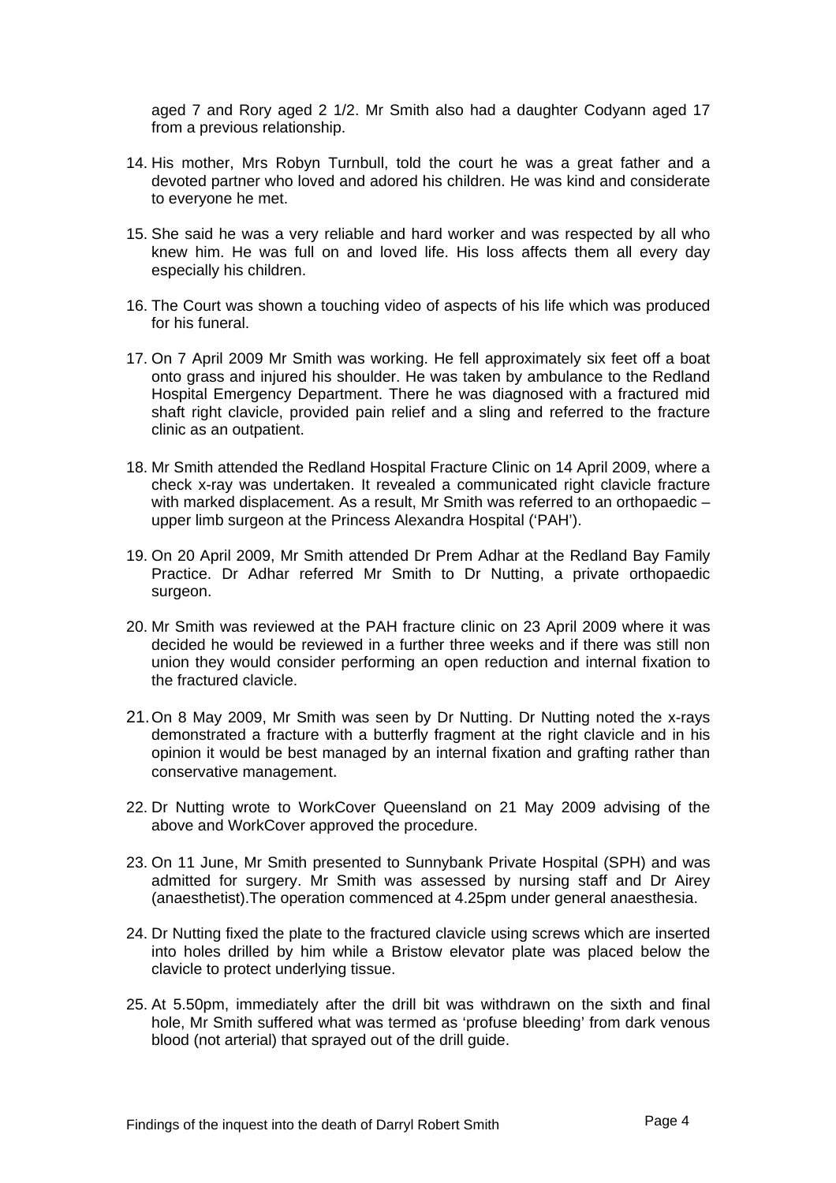aged 7 and Rory aged 2 1/2. Mr Smith also had a daughter Codyann aged 17 from a previous relationship.

14. His mother, Mrs Robyn Turnbull, told the court he was a great father and a devoted partner who loved and adored his children. He was kind and considerate to everyone he met.

15. She said he was a very reliable and hard worker and was respected by all who knew him. He was full on and loved life. His loss affects them all every day especially his children.

16. The Court was shown a touching video of aspects of his life which was produced for his funeral.

17. On 7 April 2009 Mr Smith was working. He fell approximately six feet off a boat onto grass and injured his shoulder. He was taken by ambulance to the Redland Hospital Emergency Department. There he was diagnosed with a fractured mid shaft right clavicle, provided pain relief and a sling and referred to the fracture clinic as an outpatient.

18. Mr Smith attended the Redland Hospital Fracture Clinic on 14 April 2009, where a check x-ray was undertaken. It revealed a communicated right clavicle fracture with marked displacement. As a result, Mr Smith was referred to an orthopaedic – upper limb surgeon at the Princess Alexandra Hospital ('PAH').

19. On 20 April 2009, Mr Smith attended Dr Prem Adhar at the Redland Bay Family Practice. Dr Adhar referred Mr Smith to Dr Nutting, a private orthopaedic surgeon.

20. Mr Smith was reviewed at the PAH fracture clinic on 23 April 2009 where it was decided he would be reviewed in a further three weeks and if there was still non union they would consider performing an open reduction and internal fixation to the fractured clavicle.

21. On 8 May 2009, Mr Smith was seen by Dr Nutting. Dr Nutting noted the x-rays demonstrated a fracture with a butterfly fragment at the right clavicle and in his opinion it would be best managed by an internal fixation and grafting rather than conservative management.

22. Dr Nutting wrote to WorkCover Queensland on 21 May 2009 advising of the above and WorkCover approved the procedure.

23. On 11 June, Mr Smith presented to Sunnybank Private Hospital (SPH) and was admitted for surgery. Mr Smith was assessed by nursing staff and Dr Airey (anaesthetist).The operation commenced at 4.25pm under general anaesthesia.

24. Dr Nutting fixed the plate to the fractured clavicle using screws which are inserted into holes drilled by him while a Bristow elevator plate was placed below the clavicle to protect underlying tissue.

25. At 5.50pm, immediately after the drill bit was withdrawn on the sixth and final hole, Mr Smith suffered what was termed as 'profuse bleeding' from dark venous blood (not arterial) that sprayed out of the drill guide.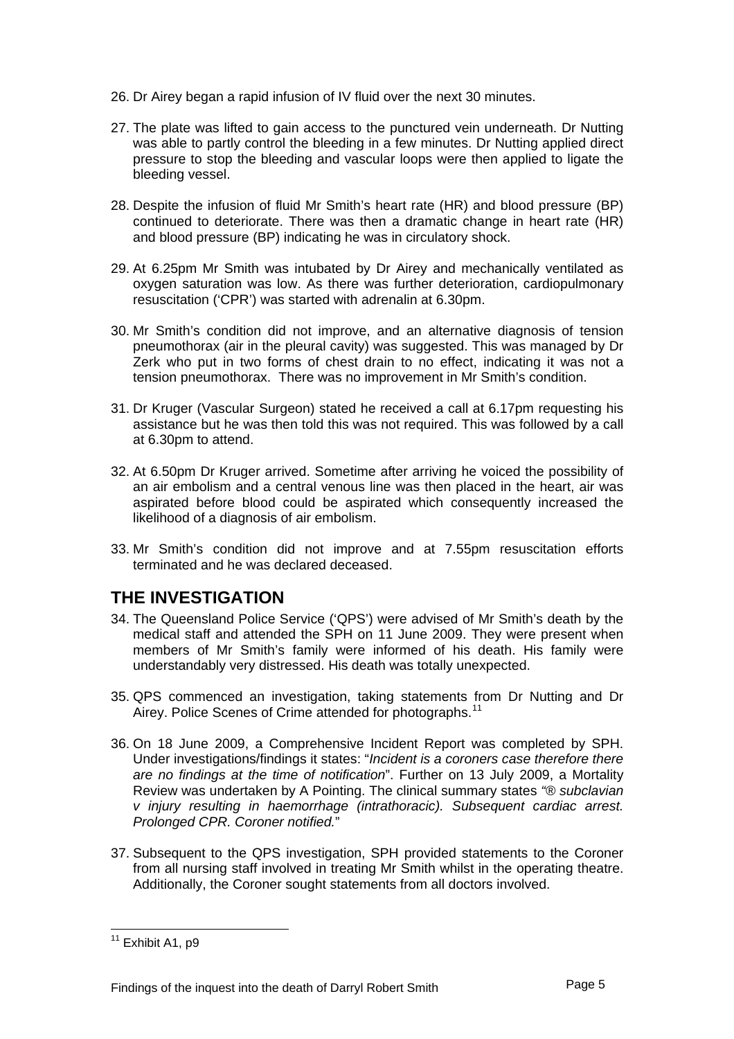26. Dr Airey began a rapid infusion of IV fluid over the next 30 minutes.

27. The plate was lifted to gain access to the punctured vein underneath. Dr Nutting was able to partly control the bleeding in a few minutes. Dr Nutting applied direct pressure to stop the bleeding and vascular loops were then applied to ligate the bleeding vessel.

28. Despite the infusion of fluid Mr Smith's heart rate (HR) and blood pressure (BP) continued to deteriorate. There was then a dramatic change in heart rate (HR) and blood pressure (BP) indicating he was in circulatory shock.

29. At 6.25pm Mr Smith was intubated by Dr Airey and mechanically ventilated as oxygen saturation was low. As there was further deterioration, cardiopulmonary resuscitation ('CPR') was started with adrenalin at 6.30pm.

30. Mr Smith's condition did not improve, and an alternative diagnosis of tension pneumothorax (air in the pleural cavity) was suggested. This was managed by Dr Zerk who put in two forms of chest drain to no effect, indicating it was not a tension pneumothorax. There was no improvement in Mr Smith's condition.

31. Dr Kruger (Vascular Surgeon) stated he received a call at 6.17pm requesting his assistance but he was then told this was not required. This was followed by a call at 6.30pm to attend.

32. At 6.50pm Dr Kruger arrived. Sometime after arriving he voiced the possibility of an air embolism and a central venous line was then placed in the heart, air was aspirated before blood could be aspirated which consequently increased the likelihood of a diagnosis of air embolism.

33. Mr Smith's condition did not improve and at 7.55pm resuscitation efforts terminated and he was declared deceased.

## THE INVESTIGATION

34. The Queensland Police Service ('QPS') were advised of Mr Smith's death by the medical staff and attended the SPH on 11 June 2009. They were present when members of Mr Smith's family were informed of his death. His family were understandably very distressed. His death was totally unexpected.

35. QPS commenced an investigation, taking statements from Dr Nutting and Dr Airey. Police Scenes of Crime attended for photographs.[11]

36. On 18 June 2009, a Comprehensive Incident Report was completed by SPH. Under investigations/findings it states: "*Incident is a coroners case therefore there are no findings at the time of notification*". Further on 13 July 2009, a Mortality Review was undertaken by A Pointing. The clinical summary states "*® subclavian v injury resulting in haemorrhage (intrathoracic). Subsequent cardiac arrest. Prolonged CPR. Coroner notified.*"

37. Subsequent to the QPS investigation, SPH provided statements to the Coroner from all nursing staff involved in treating Mr Smith whilst in the operating theatre. Additionally, the Coroner sought statements from all doctors involved.

---

[11] Exhibit A1, p9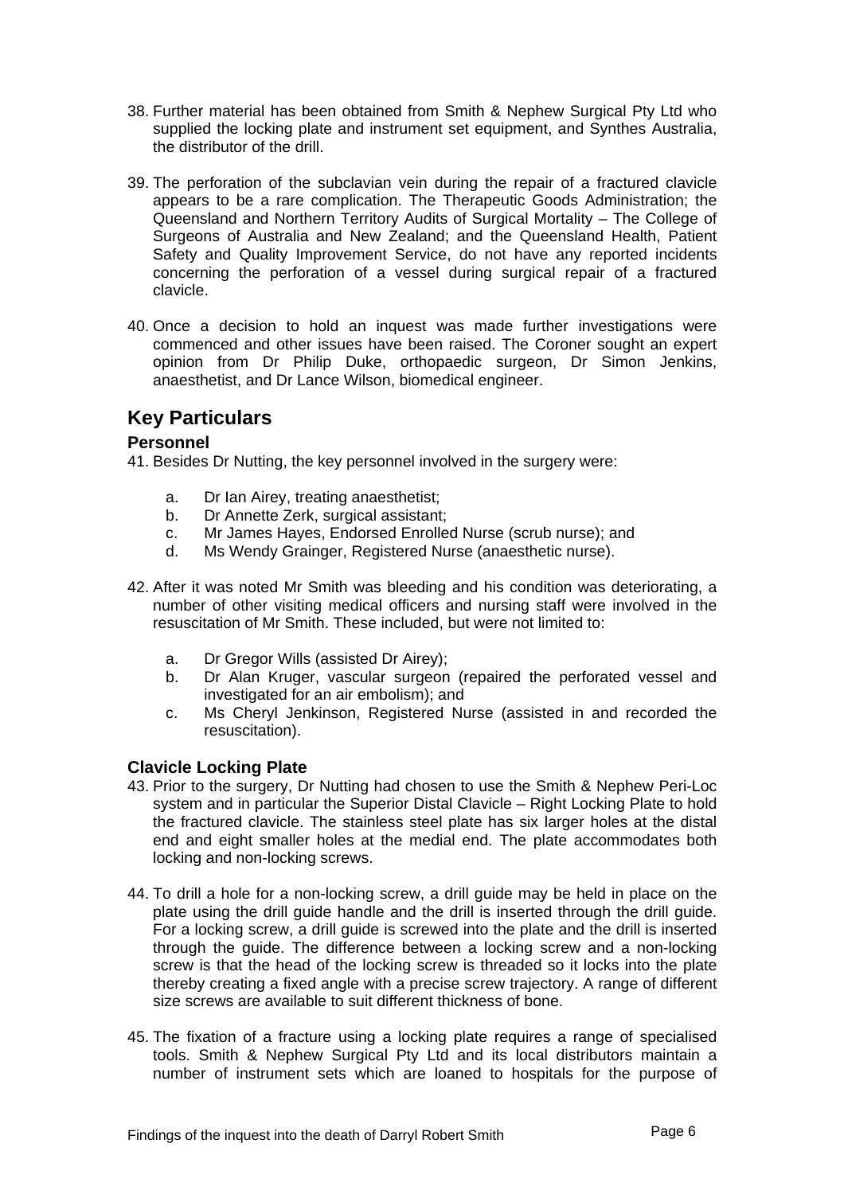38. Further material has been obtained from Smith & Nephew Surgical Pty Ltd who supplied the locking plate and instrument set equipment, and Synthes Australia, the distributor of the drill.

39. The perforation of the subclavian vein during the repair of a fractured clavicle appears to be a rare complication. The Therapeutic Goods Administration; the Queensland and Northern Territory Audits of Surgical Mortality – The College of Surgeons of Australia and New Zealand; and the Queensland Health, Patient Safety and Quality Improvement Service, do not have any reported incidents concerning the perforation of a vessel during surgical repair of a fractured clavicle.

40. Once a decision to hold an inquest was made further investigations were commenced and other issues have been raised. The Coroner sought an expert opinion from Dr Philip Duke, orthopaedic surgeon, Dr Simon Jenkins, anaesthetist, and Dr Lance Wilson, biomedical engineer.

## Key Particulars

### Personnel

41. Besides Dr Nutting, the key personnel involved in the surgery were:

    a. Dr Ian Airey, treating anaesthetist;
    b. Dr Annette Zerk, surgical assistant;
    c. Mr James Hayes, Endorsed Enrolled Nurse (scrub nurse); and
    d. Ms Wendy Grainger, Registered Nurse (anaesthetic nurse).

42. After it was noted Mr Smith was bleeding and his condition was deteriorating, a number of other visiting medical officers and nursing staff were involved in the resuscitation of Mr Smith. These included, but were not limited to:

    a. Dr Gregor Wills (assisted Dr Airey);
    b. Dr Alan Kruger, vascular surgeon (repaired the perforated vessel and investigated for an air embolism); and
    c. Ms Cheryl Jenkinson, Registered Nurse (assisted in and recorded the resuscitation).

### Clavicle Locking Plate

43. Prior to the surgery, Dr Nutting had chosen to use the Smith & Nephew Peri-Loc system and in particular the Superior Distal Clavicle – Right Locking Plate to hold the fractured clavicle. The stainless steel plate has six larger holes at the distal end and eight smaller holes at the medial end. The plate accommodates both locking and non-locking screws.

44. To drill a hole for a non-locking screw, a drill guide may be held in place on the plate using the drill guide handle and the drill is inserted through the drill guide. For a locking screw, a drill guide is screwed into the plate and the drill is inserted through the guide. The difference between a locking screw and a non-locking screw is that the head of the locking screw is threaded so it locks into the plate thereby creating a fixed angle with a precise screw trajectory. A range of different size screws are available to suit different thickness of bone.

45. The fixation of a fracture using a locking plate requires a range of specialised tools. Smith & Nephew Surgical Pty Ltd and its local distributors maintain a number of instrument sets which are loaned to hospitals for the purpose of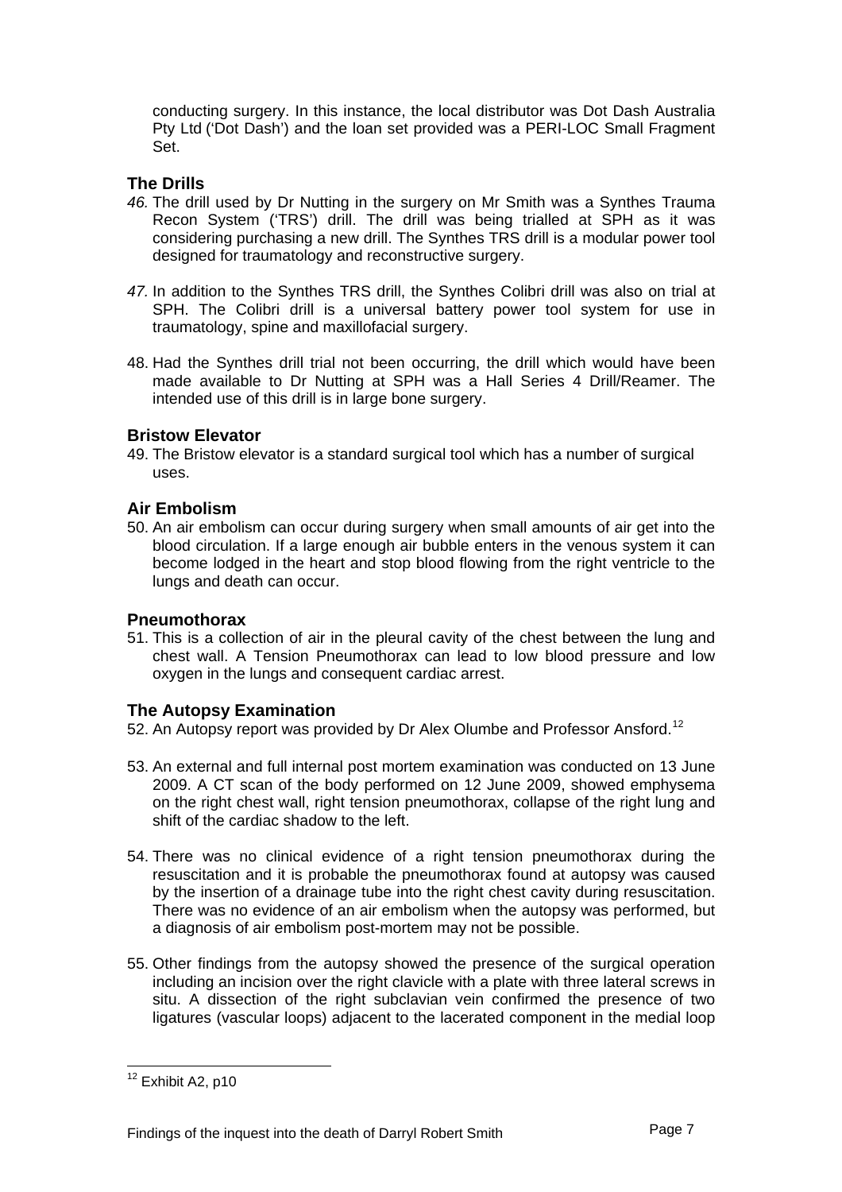conducting surgery. In this instance, the local distributor was Dot Dash Australia Pty Ltd ('Dot Dash') and the loan set provided was a PERI-LOC Small Fragment Set.

### The Drills

*46.* The drill used by Dr Nutting in the surgery on Mr Smith was a Synthes Trauma Recon System ('TRS') drill. The drill was being trialled at SPH as it was considering purchasing a new drill. The Synthes TRS drill is a modular power tool designed for traumatology and reconstructive surgery.

*47.* In addition to the Synthes TRS drill, the Synthes Colibri drill was also on trial at SPH. The Colibri drill is a universal battery power tool system for use in traumatology, spine and maxillofacial surgery.

48. Had the Synthes drill trial not been occurring, the drill which would have been made available to Dr Nutting at SPH was a Hall Series 4 Drill/Reamer. The intended use of this drill is in large bone surgery.

### Bristow Elevator

49. The Bristow elevator is a standard surgical tool which has a number of surgical uses.

### Air Embolism

50. An air embolism can occur during surgery when small amounts of air get into the blood circulation. If a large enough air bubble enters in the venous system it can become lodged in the heart and stop blood flowing from the right ventricle to the lungs and death can occur.

### Pneumothorax

51. This is a collection of air in the pleural cavity of the chest between the lung and chest wall. A Tension Pneumothorax can lead to low blood pressure and low oxygen in the lungs and consequent cardiac arrest.

### The Autopsy Examination

52. An Autopsy report was provided by Dr Alex Olumbe and Professor Ansford.[12]

53. An external and full internal post mortem examination was conducted on 13 June 2009. A CT scan of the body performed on 12 June 2009, showed emphysema on the right chest wall, right tension pneumothorax, collapse of the right lung and shift of the cardiac shadow to the left.

54. There was no clinical evidence of a right tension pneumothorax during the resuscitation and it is probable the pneumothorax found at autopsy was caused by the insertion of a drainage tube into the right chest cavity during resuscitation. There was no evidence of an air embolism when the autopsy was performed, but a diagnosis of air embolism post-mortem may not be possible.

55. Other findings from the autopsy showed the presence of the surgical operation including an incision over the right clavicle with a plate with three lateral screws in situ. A dissection of the right subclavian vein confirmed the presence of two ligatures (vascular loops) adjacent to the lacerated component in the medial loop

[12] Exhibit A2, p10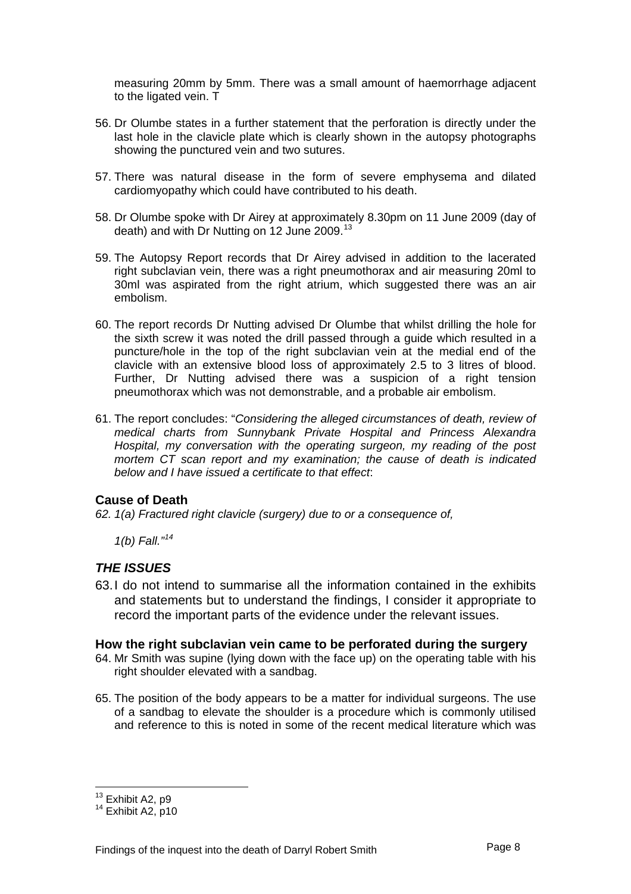measuring 20mm by 5mm. There was a small amount of haemorrhage adjacent to the ligated vein. T

56. Dr Olumbe states in a further statement that the perforation is directly under the last hole in the clavicle plate which is clearly shown in the autopsy photographs showing the punctured vein and two sutures.

57. There was natural disease in the form of severe emphysema and dilated cardiomyopathy which could have contributed to his death.

58. Dr Olumbe spoke with Dr Airey at approximately 8.30pm on 11 June 2009 (day of death) and with Dr Nutting on 12 June 2009.[13]

59. The Autopsy Report records that Dr Airey advised in addition to the lacerated right subclavian vein, there was a right pneumothorax and air measuring 20ml to 30ml was aspirated from the right atrium, which suggested there was an air embolism.

60. The report records Dr Nutting advised Dr Olumbe that whilst drilling the hole for the sixth screw it was noted the drill passed through a guide which resulted in a puncture/hole in the top of the right subclavian vein at the medial end of the clavicle with an extensive blood loss of approximately 2.5 to 3 litres of blood. Further, Dr Nutting advised there was a suspicion of a right tension pneumothorax which was not demonstrable, and a probable air embolism.

61. The report concludes: "*Considering the alleged circumstances of death, review of medical charts from Sunnybank Private Hospital and Princess Alexandra Hospital, my conversation with the operating surgeon, my reading of the post mortem CT scan report and my examination; the cause of death is indicated below and I have issued a certificate to that effect*:

### Cause of Death

*62. 1(a) Fractured right clavicle (surgery) due to or a consequence of,*

*1(b) Fall."*[14]

## *THE ISSUES*

63. I do not intend to summarise all the information contained in the exhibits and statements but to understand the findings, I consider it appropriate to record the important parts of the evidence under the relevant issues.

### How the right subclavian vein came to be perforated during the surgery

64. Mr Smith was supine (lying down with the face up) on the operating table with his right shoulder elevated with a sandbag.

65. The position of the body appears to be a matter for individual surgeons. The use of a sandbag to elevate the shoulder is a procedure which is commonly utilised and reference to this is noted in some of the recent medical literature which was

---

[13] Exhibit A2, p9
[14] Exhibit A2, p10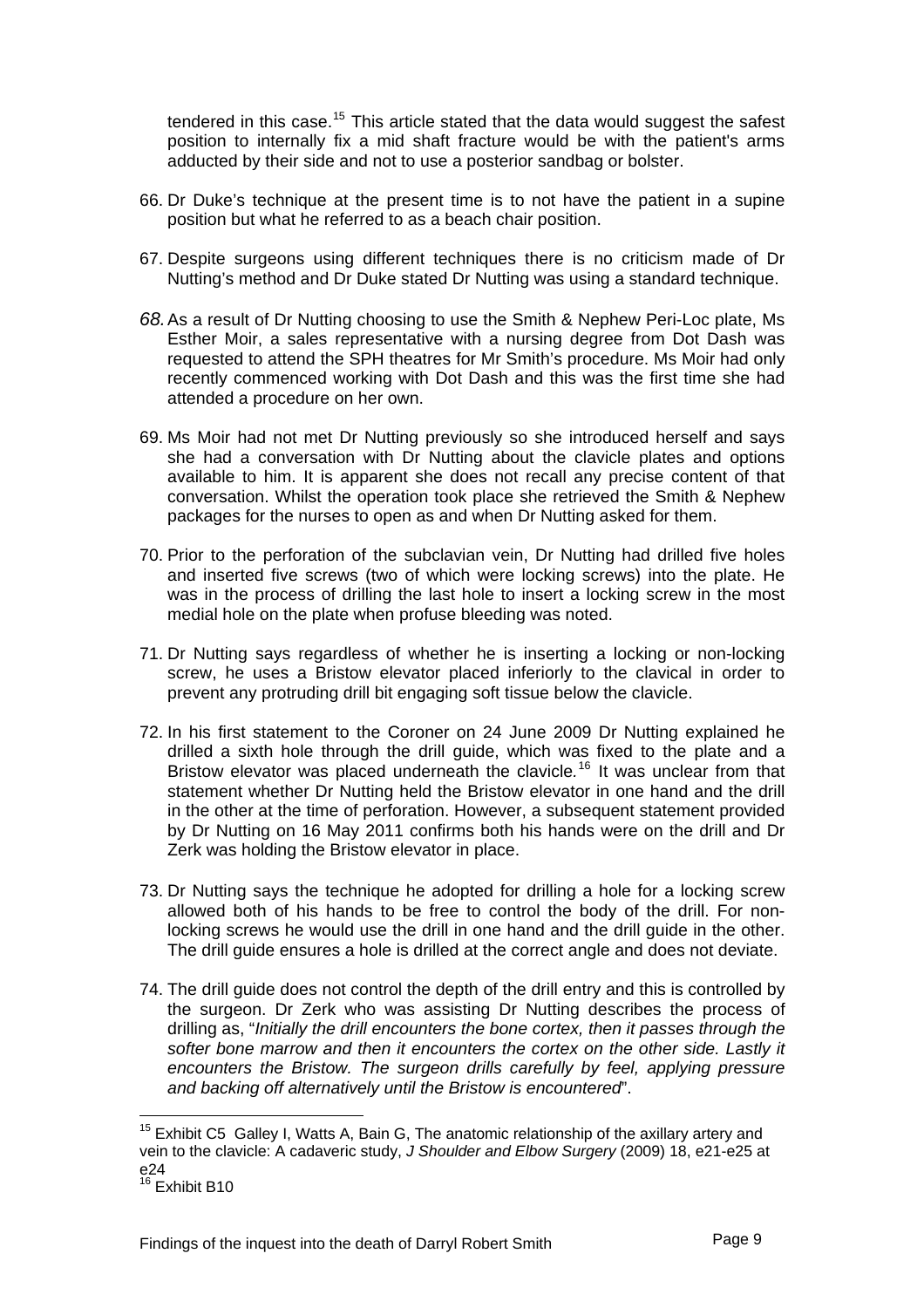tendered in this case.[15] This article stated that the data would suggest the safest position to internally fix a mid shaft fracture would be with the patient's arms adducted by their side and not to use a posterior sandbag or bolster.

66. Dr Duke's technique at the present time is to not have the patient in a supine position but what he referred to as a beach chair position.

67. Despite surgeons using different techniques there is no criticism made of Dr Nutting's method and Dr Duke stated Dr Nutting was using a standard technique.

68. As a result of Dr Nutting choosing to use the Smith & Nephew Peri-Loc plate, Ms Esther Moir, a sales representative with a nursing degree from Dot Dash was requested to attend the SPH theatres for Mr Smith's procedure. Ms Moir had only recently commenced working with Dot Dash and this was the first time she had attended a procedure on her own.

69. Ms Moir had not met Dr Nutting previously so she introduced herself and says she had a conversation with Dr Nutting about the clavicle plates and options available to him. It is apparent she does not recall any precise content of that conversation. Whilst the operation took place she retrieved the Smith & Nephew packages for the nurses to open as and when Dr Nutting asked for them.

70. Prior to the perforation of the subclavian vein, Dr Nutting had drilled five holes and inserted five screws (two of which were locking screws) into the plate. He was in the process of drilling the last hole to insert a locking screw in the most medial hole on the plate when profuse bleeding was noted.

71. Dr Nutting says regardless of whether he is inserting a locking or non-locking screw, he uses a Bristow elevator placed inferiorly to the clavical in order to prevent any protruding drill bit engaging soft tissue below the clavicle.

72. In his first statement to the Coroner on 24 June 2009 Dr Nutting explained he drilled a sixth hole through the drill guide, which was fixed to the plate and a Bristow elevator was placed underneath the clavicle.[16] It was unclear from that statement whether Dr Nutting held the Bristow elevator in one hand and the drill in the other at the time of perforation. However, a subsequent statement provided by Dr Nutting on 16 May 2011 confirms both his hands were on the drill and Dr Zerk was holding the Bristow elevator in place.

73. Dr Nutting says the technique he adopted for drilling a hole for a locking screw allowed both of his hands to be free to control the body of the drill. For non-locking screws he would use the drill in one hand and the drill guide in the other. The drill guide ensures a hole is drilled at the correct angle and does not deviate.

74. The drill guide does not control the depth of the drill entry and this is controlled by the surgeon. Dr Zerk who was assisting Dr Nutting describes the process of drilling as, "*Initially the drill encounters the bone cortex, then it passes through the softer bone marrow and then it encounters the cortex on the other side. Lastly it encounters the Bristow. The surgeon drills carefully by feel, applying pressure and backing off alternatively until the Bristow is encountered*".

---

[15] Exhibit C5 Galley I, Watts A, Bain G, The anatomic relationship of the axillary artery and vein to the clavicle: A cadaveric study, *J Shoulder and Elbow Surgery* (2009) 18, e21-e25 at e24

[16] Exhibit B10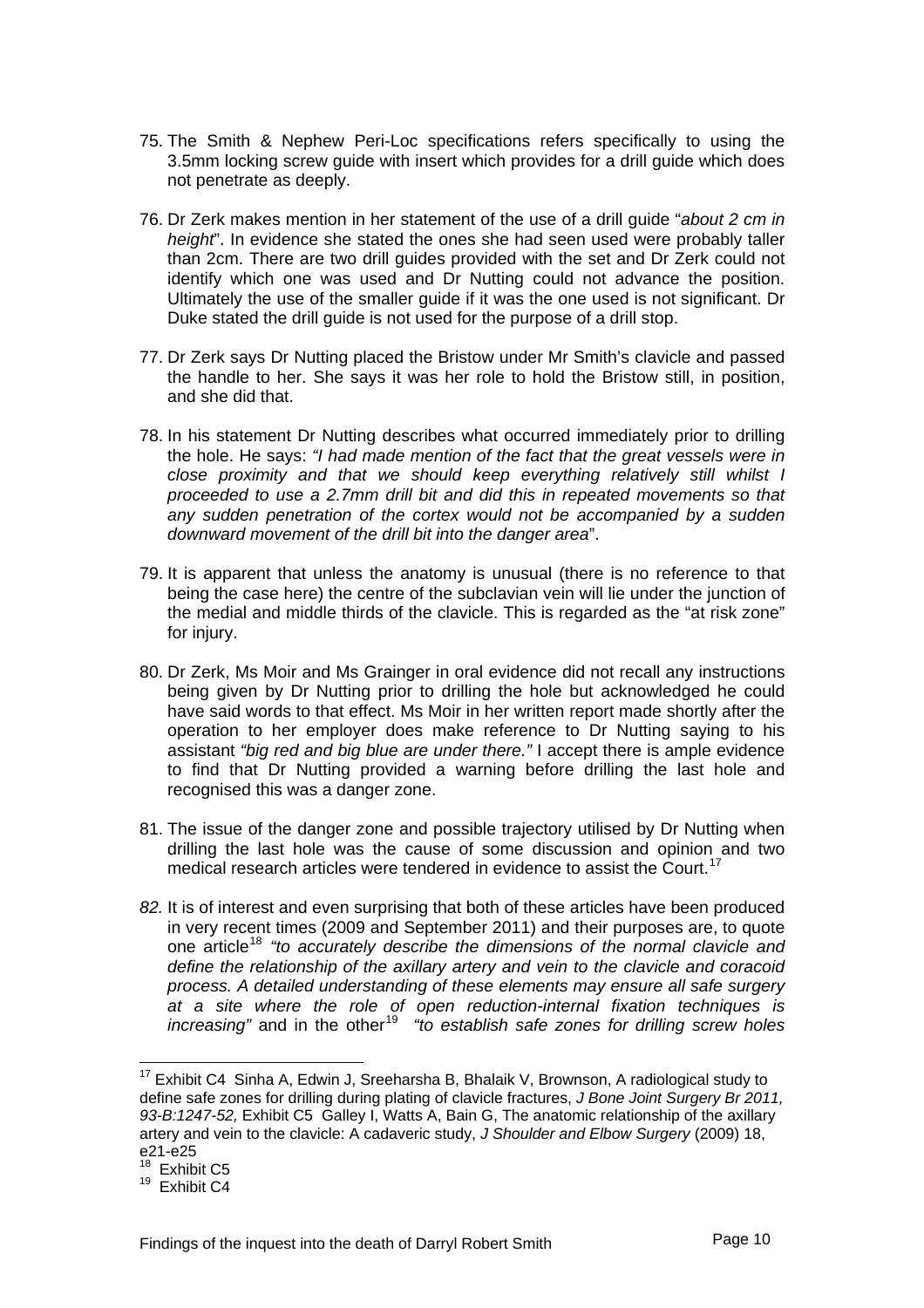75. The Smith & Nephew Peri-Loc specifications refers specifically to using the 3.5mm locking screw guide with insert which provides for a drill guide which does not penetrate as deeply.

76. Dr Zerk makes mention in her statement of the use of a drill guide "*about 2 cm in height*". In evidence she stated the ones she had seen used were probably taller than 2cm. There are two drill guides provided with the set and Dr Zerk could not identify which one was used and Dr Nutting could not advance the position. Ultimately the use of the smaller guide if it was the one used is not significant. Dr Duke stated the drill guide is not used for the purpose of a drill stop.

77. Dr Zerk says Dr Nutting placed the Bristow under Mr Smith's clavicle and passed the handle to her. She says it was her role to hold the Bristow still, in position, and she did that.

78. In his statement Dr Nutting describes what occurred immediately prior to drilling the hole. He says: *"I had made mention of the fact that the great vessels were in close proximity and that we should keep everything relatively still whilst I proceeded to use a 2.7mm drill bit and did this in repeated movements so that any sudden penetration of the cortex would not be accompanied by a sudden downward movement of the drill bit into the danger area*".

79. It is apparent that unless the anatomy is unusual (there is no reference to that being the case here) the centre of the subclavian vein will lie under the junction of the medial and middle thirds of the clavicle. This is regarded as the "at risk zone" for injury.

80. Dr Zerk, Ms Moir and Ms Grainger in oral evidence did not recall any instructions being given by Dr Nutting prior to drilling the hole but acknowledged he could have said words to that effect. Ms Moir in her written report made shortly after the operation to her employer does make reference to Dr Nutting saying to his assistant *"big red and big blue are under there."* I accept there is ample evidence to find that Dr Nutting provided a warning before drilling the last hole and recognised this was a danger zone.

81. The issue of the danger zone and possible trajectory utilised by Dr Nutting when drilling the last hole was the cause of some discussion and opinion and two medical research articles were tendered in evidence to assist the Court.[17]

*82.* It is of interest and even surprising that both of these articles have been produced in very recent times (2009 and September 2011) and their purposes are, to quote one article[18] *"to accurately describe the dimensions of the normal clavicle and define the relationship of the axillary artery and vein to the clavicle and coracoid process. A detailed understanding of these elements may ensure all safe surgery at a site where the role of open reduction-internal fixation techniques is increasing"* and in the other[19] *"to establish safe zones for drilling screw holes*

---

[17] Exhibit C4 Sinha A, Edwin J, Sreeharsha B, Bhalaik V, Brownson, A radiological study to define safe zones for drilling during plating of clavicle fractures, *J Bone Joint Surgery Br 2011, 93-B:1247-52,* Exhibit C5 Galley I, Watts A, Bain G, The anatomic relationship of the axillary artery and vein to the clavicle: A cadaveric study, *J Shoulder and Elbow Surgery* (2009) 18, e21-e25

[18] Exhibit C5

[19] Exhibit C4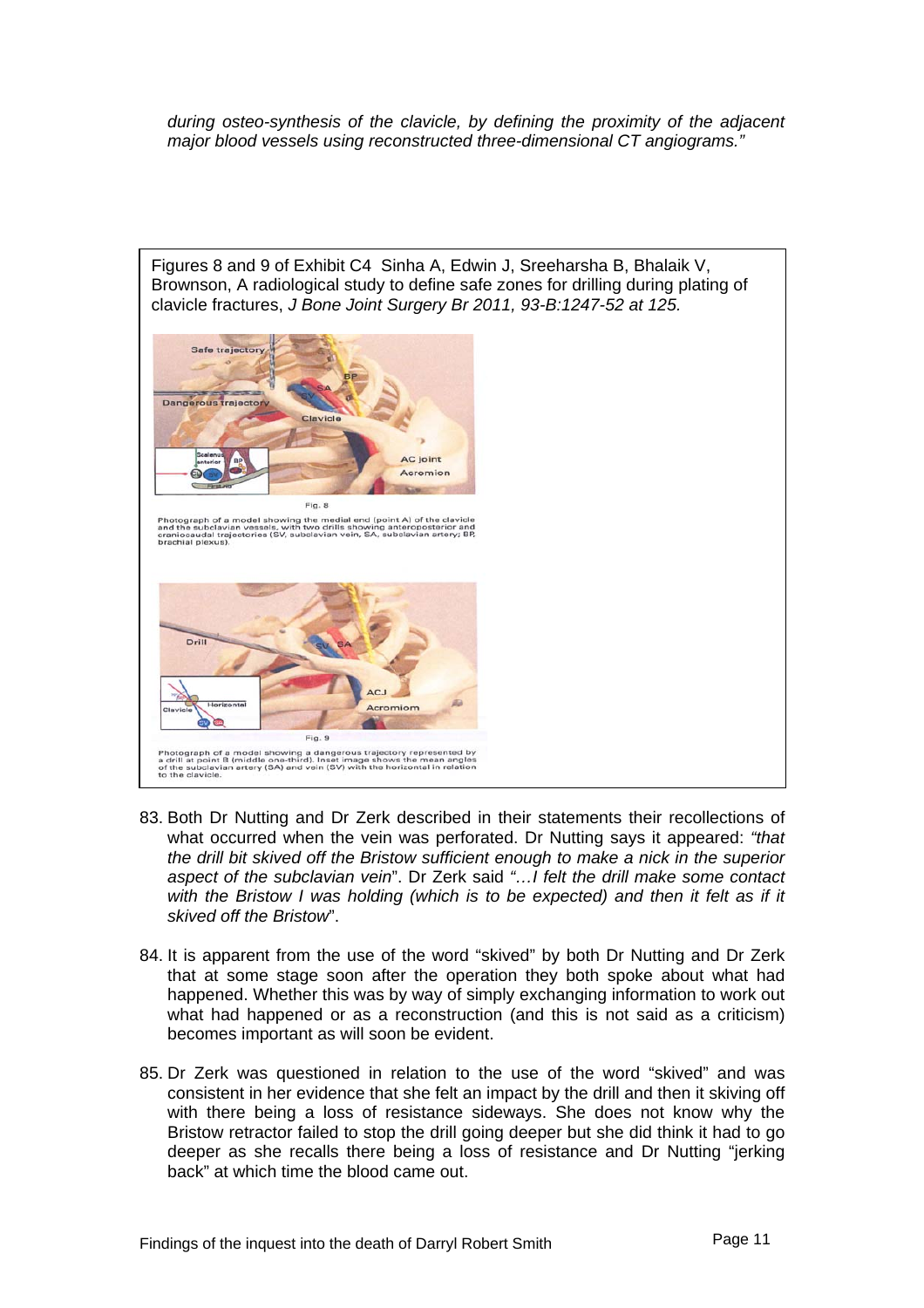*during osteo-synthesis of the clavicle, by defining the proximity of the adjacent major blood vessels using reconstructed three-dimensional CT angiograms."*

Figures 8 and 9 of Exhibit C4 Sinha A, Edwin J, Sreeharsha B, Bhalaik V, Brownson, A radiological study to define safe zones for drilling during plating of clavicle fractures, *J Bone Joint Surgery Br 2011, 93-B:1247-52 at 125.*

Fig. 8

Photograph of a model showing the medial end (point A) of the clavicle and the subclavian vessels, with two drills showing anteroposterior and craniocaudal trajectories (SV, subclavian vein; SA, subclavian artery; BP, brachial plexus).

Fig. 9

Photograph of a model showing a dangerous trajectory represented by a drill at point B (middle one-third). Inset image shows the mean angles of the subclavian artery (SA) and vein (SV) with the horizontal in relation to the clavicle.

83. Both Dr Nutting and Dr Zerk described in their statements their recollections of what occurred when the vein was perforated. Dr Nutting says it appeared: *"that the drill bit skived off the Bristow sufficient enough to make a nick in the superior aspect of the subclavian vein*". Dr Zerk said *"…I felt the drill make some contact with the Bristow I was holding (which is to be expected) and then it felt as if it skived off the Bristow*".

84. It is apparent from the use of the word "skived" by both Dr Nutting and Dr Zerk that at some stage soon after the operation they both spoke about what had happened. Whether this was by way of simply exchanging information to work out what had happened or as a reconstruction (and this is not said as a criticism) becomes important as will soon be evident.

85. Dr Zerk was questioned in relation to the use of the word "skived" and was consistent in her evidence that she felt an impact by the drill and then it skiving off with there being a loss of resistance sideways. She does not know why the Bristow retractor failed to stop the drill going deeper but she did think it had to go deeper as she recalls there being a loss of resistance and Dr Nutting "jerking back" at which time the blood came out.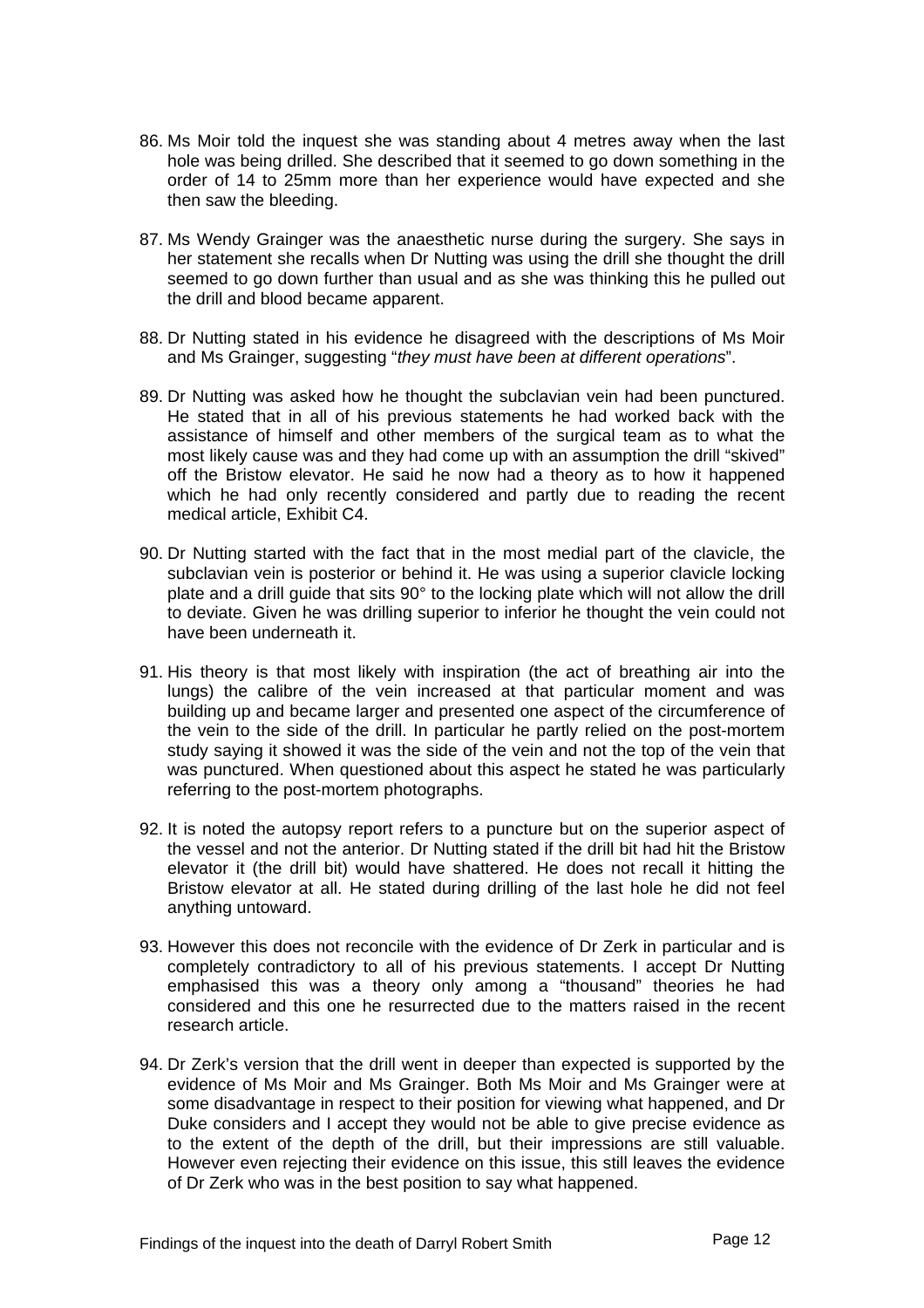86. Ms Moir told the inquest she was standing about 4 metres away when the last hole was being drilled. She described that it seemed to go down something in the order of 14 to 25mm more than her experience would have expected and she then saw the bleeding.

87. Ms Wendy Grainger was the anaesthetic nurse during the surgery. She says in her statement she recalls when Dr Nutting was using the drill she thought the drill seemed to go down further than usual and as she was thinking this he pulled out the drill and blood became apparent.

88. Dr Nutting stated in his evidence he disagreed with the descriptions of Ms Moir and Ms Grainger, suggesting "*they must have been at different operations*".

89. Dr Nutting was asked how he thought the subclavian vein had been punctured. He stated that in all of his previous statements he had worked back with the assistance of himself and other members of the surgical team as to what the most likely cause was and they had come up with an assumption the drill "skived" off the Bristow elevator. He said he now had a theory as to how it happened which he had only recently considered and partly due to reading the recent medical article, Exhibit C4.

90. Dr Nutting started with the fact that in the most medial part of the clavicle, the subclavian vein is posterior or behind it. He was using a superior clavicle locking plate and a drill guide that sits 90° to the locking plate which will not allow the drill to deviate. Given he was drilling superior to inferior he thought the vein could not have been underneath it.

91. His theory is that most likely with inspiration (the act of breathing air into the lungs) the calibre of the vein increased at that particular moment and was building up and became larger and presented one aspect of the circumference of the vein to the side of the drill. In particular he partly relied on the post-mortem study saying it showed it was the side of the vein and not the top of the vein that was punctured. When questioned about this aspect he stated he was particularly referring to the post-mortem photographs.

92. It is noted the autopsy report refers to a puncture but on the superior aspect of the vessel and not the anterior. Dr Nutting stated if the drill bit had hit the Bristow elevator it (the drill bit) would have shattered. He does not recall it hitting the Bristow elevator at all. He stated during drilling of the last hole he did not feel anything untoward.

93. However this does not reconcile with the evidence of Dr Zerk in particular and is completely contradictory to all of his previous statements. I accept Dr Nutting emphasised this was a theory only among a "thousand" theories he had considered and this one he resurrected due to the matters raised in the recent research article.

94. Dr Zerk's version that the drill went in deeper than expected is supported by the evidence of Ms Moir and Ms Grainger. Both Ms Moir and Ms Grainger were at some disadvantage in respect to their position for viewing what happened, and Dr Duke considers and I accept they would not be able to give precise evidence as to the extent of the depth of the drill, but their impressions are still valuable. However even rejecting their evidence on this issue, this still leaves the evidence of Dr Zerk who was in the best position to say what happened.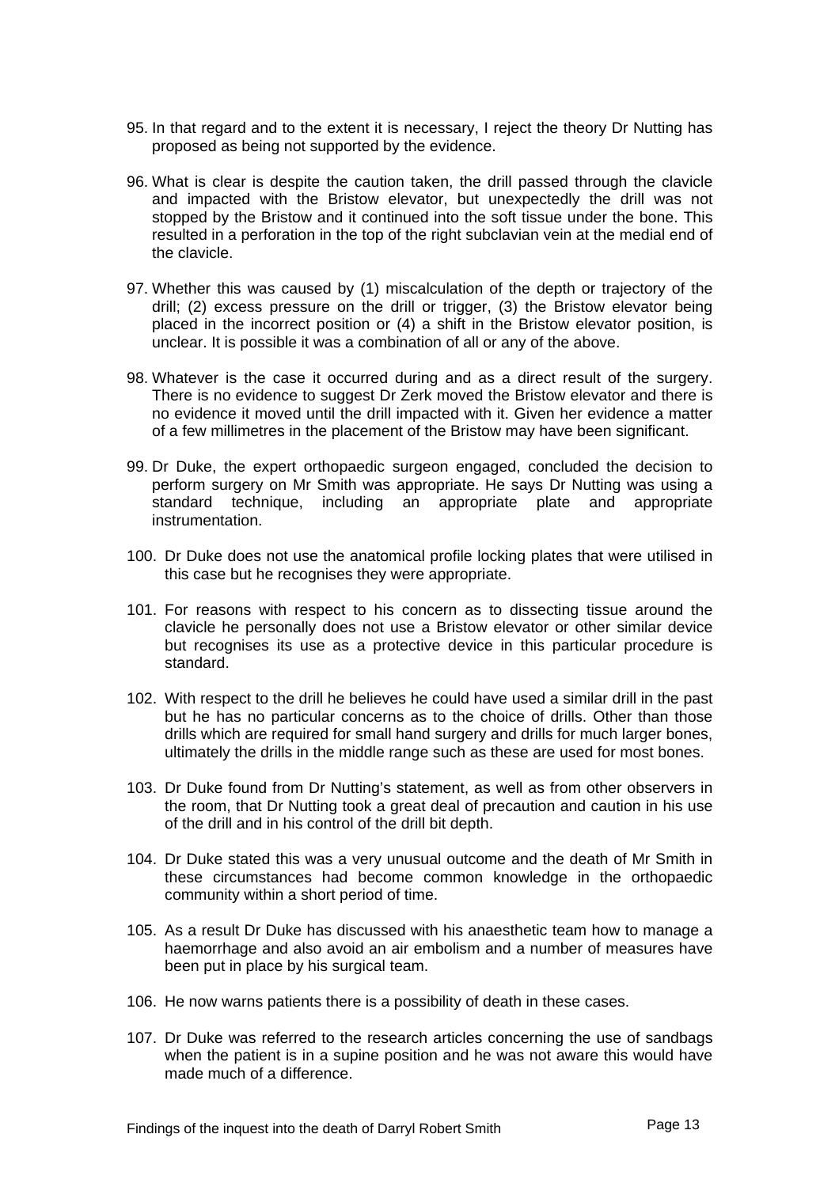95. In that regard and to the extent it is necessary, I reject the theory Dr Nutting has proposed as being not supported by the evidence.

96. What is clear is despite the caution taken, the drill passed through the clavicle and impacted with the Bristow elevator, but unexpectedly the drill was not stopped by the Bristow and it continued into the soft tissue under the bone. This resulted in a perforation in the top of the right subclavian vein at the medial end of the clavicle.

97. Whether this was caused by (1) miscalculation of the depth or trajectory of the drill; (2) excess pressure on the drill or trigger, (3) the Bristow elevator being placed in the incorrect position or (4) a shift in the Bristow elevator position, is unclear. It is possible it was a combination of all or any of the above.

98. Whatever is the case it occurred during and as a direct result of the surgery. There is no evidence to suggest Dr Zerk moved the Bristow elevator and there is no evidence it moved until the drill impacted with it. Given her evidence a matter of a few millimetres in the placement of the Bristow may have been significant.

99. Dr Duke, the expert orthopaedic surgeon engaged, concluded the decision to perform surgery on Mr Smith was appropriate. He says Dr Nutting was using a standard technique, including an appropriate plate and appropriate instrumentation.

100. Dr Duke does not use the anatomical profile locking plates that were utilised in this case but he recognises they were appropriate.

101. For reasons with respect to his concern as to dissecting tissue around the clavicle he personally does not use a Bristow elevator or other similar device but recognises its use as a protective device in this particular procedure is standard.

102. With respect to the drill he believes he could have used a similar drill in the past but he has no particular concerns as to the choice of drills. Other than those drills which are required for small hand surgery and drills for much larger bones, ultimately the drills in the middle range such as these are used for most bones.

103. Dr Duke found from Dr Nutting's statement, as well as from other observers in the room, that Dr Nutting took a great deal of precaution and caution in his use of the drill and in his control of the drill bit depth.

104. Dr Duke stated this was a very unusual outcome and the death of Mr Smith in these circumstances had become common knowledge in the orthopaedic community within a short period of time.

105. As a result Dr Duke has discussed with his anaesthetic team how to manage a haemorrhage and also avoid an air embolism and a number of measures have been put in place by his surgical team.

106. He now warns patients there is a possibility of death in these cases.

107. Dr Duke was referred to the research articles concerning the use of sandbags when the patient is in a supine position and he was not aware this would have made much of a difference.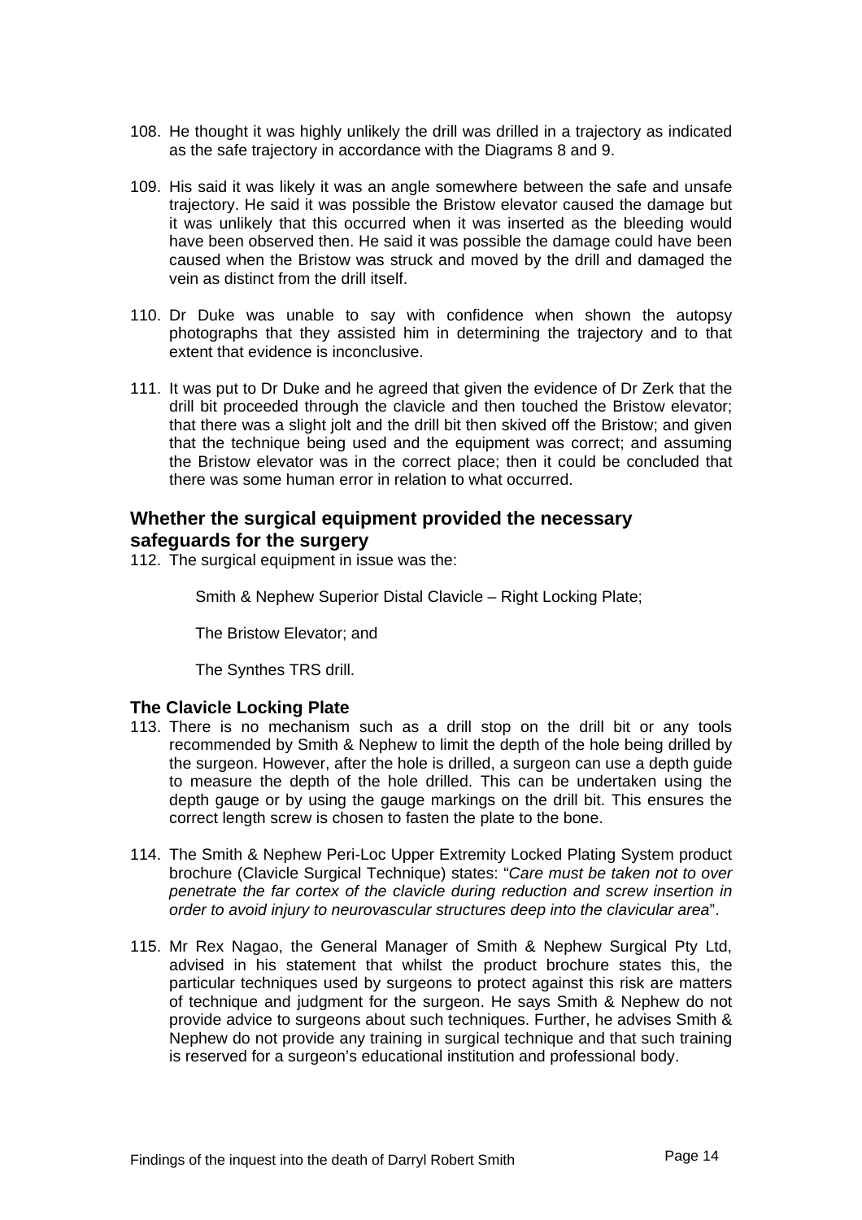108. He thought it was highly unlikely the drill was drilled in a trajectory as indicated as the safe trajectory in accordance with the Diagrams 8 and 9.

109. His said it was likely it was an angle somewhere between the safe and unsafe trajectory. He said it was possible the Bristow elevator caused the damage but it was unlikely that this occurred when it was inserted as the bleeding would have been observed then. He said it was possible the damage could have been caused when the Bristow was struck and moved by the drill and damaged the vein as distinct from the drill itself.

110. Dr Duke was unable to say with confidence when shown the autopsy photographs that they assisted him in determining the trajectory and to that extent that evidence is inconclusive.

111. It was put to Dr Duke and he agreed that given the evidence of Dr Zerk that the drill bit proceeded through the clavicle and then touched the Bristow elevator; that there was a slight jolt and the drill bit then skived off the Bristow; and given that the technique being used and the equipment was correct; and assuming the Bristow elevator was in the correct place; then it could be concluded that there was some human error in relation to what occurred.

## Whether the surgical equipment provided the necessary safeguards for the surgery

112. The surgical equipment in issue was the:

    Smith & Nephew Superior Distal Clavicle – Right Locking Plate;

    The Bristow Elevator; and

    The Synthes TRS drill.

### The Clavicle Locking Plate

113. There is no mechanism such as a drill stop on the drill bit or any tools recommended by Smith & Nephew to limit the depth of the hole being drilled by the surgeon. However, after the hole is drilled, a surgeon can use a depth guide to measure the depth of the hole drilled. This can be undertaken using the depth gauge or by using the gauge markings on the drill bit. This ensures the correct length screw is chosen to fasten the plate to the bone.

114. The Smith & Nephew Peri-Loc Upper Extremity Locked Plating System product brochure (Clavicle Surgical Technique) states: "*Care must be taken not to over penetrate the far cortex of the clavicle during reduction and screw insertion in order to avoid injury to neurovascular structures deep into the clavicular area*".

115. Mr Rex Nagao, the General Manager of Smith & Nephew Surgical Pty Ltd, advised in his statement that whilst the product brochure states this, the particular techniques used by surgeons to protect against this risk are matters of technique and judgment for the surgeon. He says Smith & Nephew do not provide advice to surgeons about such techniques. Further, he advises Smith & Nephew do not provide any training in surgical technique and that such training is reserved for a surgeon's educational institution and professional body.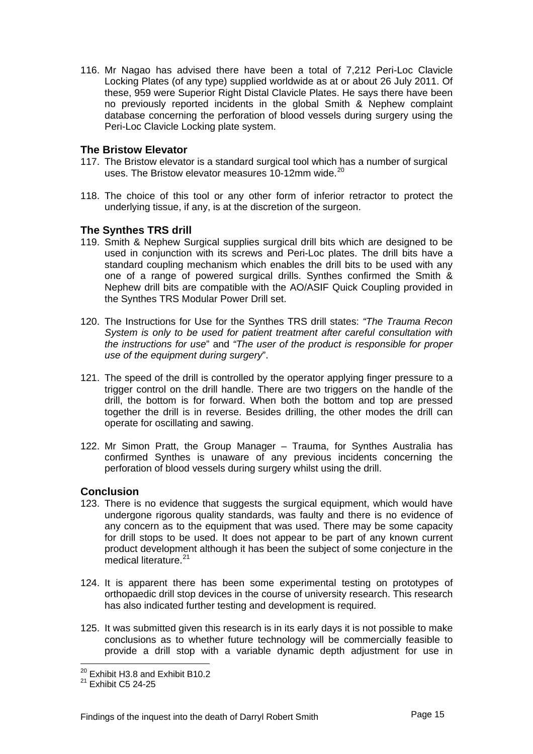116. Mr Nagao has advised there have been a total of 7,212 Peri-Loc Clavicle Locking Plates (of any type) supplied worldwide as at or about 26 July 2011. Of these, 959 were Superior Right Distal Clavicle Plates. He says there have been no previously reported incidents in the global Smith & Nephew complaint database concerning the perforation of blood vessels during surgery using the Peri-Loc Clavicle Locking plate system.

### The Bristow Elevator

117. The Bristow elevator is a standard surgical tool which has a number of surgical uses. The Bristow elevator measures 10-12mm wide.[20]

118. The choice of this tool or any other form of inferior retractor to protect the underlying tissue, if any, is at the discretion of the surgeon.

### The Synthes TRS drill

119. Smith & Nephew Surgical supplies surgical drill bits which are designed to be used in conjunction with its screws and Peri-Loc plates. The drill bits have a standard coupling mechanism which enables the drill bits to be used with any one of a range of powered surgical drills. Synthes confirmed the Smith & Nephew drill bits are compatible with the AO/ASIF Quick Coupling provided in the Synthes TRS Modular Power Drill set.

120. The Instructions for Use for the Synthes TRS drill states: *"The Trauma Recon System is only to be used for patient treatment after careful consultation with the instructions for use*" and *"The user of the product is responsible for proper use of the equipment during surgery*".

121. The speed of the drill is controlled by the operator applying finger pressure to a trigger control on the drill handle. There are two triggers on the handle of the drill, the bottom is for forward. When both the bottom and top are pressed together the drill is in reverse. Besides drilling, the other modes the drill can operate for oscillating and sawing.

122. Mr Simon Pratt, the Group Manager – Trauma, for Synthes Australia has confirmed Synthes is unaware of any previous incidents concerning the perforation of blood vessels during surgery whilst using the drill.

### Conclusion

123. There is no evidence that suggests the surgical equipment, which would have undergone rigorous quality standards, was faulty and there is no evidence of any concern as to the equipment that was used. There may be some capacity for drill stops to be used. It does not appear to be part of any known current product development although it has been the subject of some conjecture in the medical literature.[21]

124. It is apparent there has been some experimental testing on prototypes of orthopaedic drill stop devices in the course of university research. This research has also indicated further testing and development is required.

125. It was submitted given this research is in its early days it is not possible to make conclusions as to whether future technology will be commercially feasible to provide a drill stop with a variable dynamic depth adjustment for use in

---

[20] Exhibit H3.8 and Exhibit B10.2

[21] Exhibit C5 24-25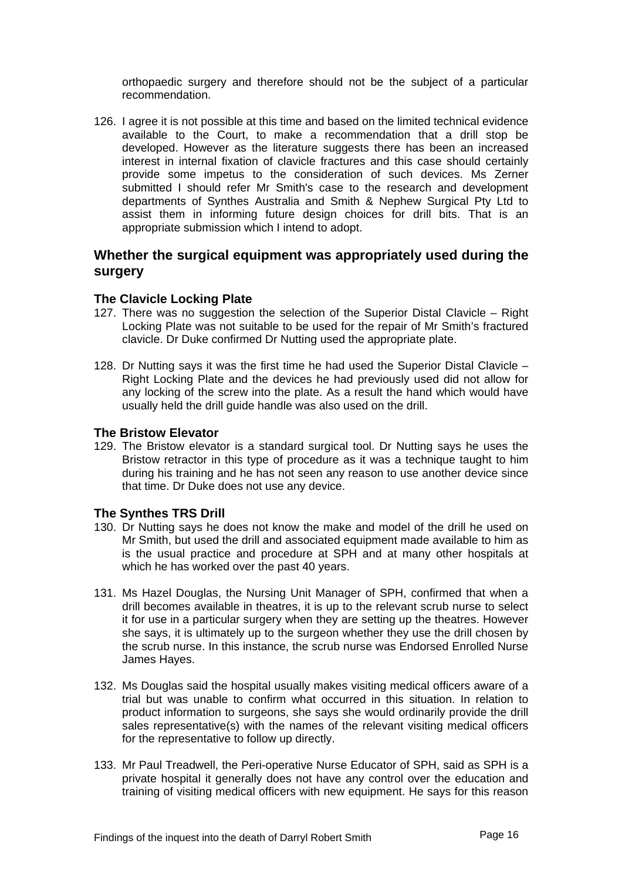orthopaedic surgery and therefore should not be the subject of a particular recommendation.

126. I agree it is not possible at this time and based on the limited technical evidence available to the Court, to make a recommendation that a drill stop be developed. However as the literature suggests there has been an increased interest in internal fixation of clavicle fractures and this case should certainly provide some impetus to the consideration of such devices. Ms Zerner submitted I should refer Mr Smith's case to the research and development departments of Synthes Australia and Smith & Nephew Surgical Pty Ltd to assist them in informing future design choices for drill bits. That is an appropriate submission which I intend to adopt.

## Whether the surgical equipment was appropriately used during the surgery

### The Clavicle Locking Plate

127. There was no suggestion the selection of the Superior Distal Clavicle – Right Locking Plate was not suitable to be used for the repair of Mr Smith's fractured clavicle. Dr Duke confirmed Dr Nutting used the appropriate plate.

128. Dr Nutting says it was the first time he had used the Superior Distal Clavicle – Right Locking Plate and the devices he had previously used did not allow for any locking of the screw into the plate. As a result the hand which would have usually held the drill guide handle was also used on the drill.

### The Bristow Elevator

129. The Bristow elevator is a standard surgical tool. Dr Nutting says he uses the Bristow retractor in this type of procedure as it was a technique taught to him during his training and he has not seen any reason to use another device since that time. Dr Duke does not use any device.

### The Synthes TRS Drill

130. Dr Nutting says he does not know the make and model of the drill he used on Mr Smith, but used the drill and associated equipment made available to him as is the usual practice and procedure at SPH and at many other hospitals at which he has worked over the past 40 years.

131. Ms Hazel Douglas, the Nursing Unit Manager of SPH, confirmed that when a drill becomes available in theatres, it is up to the relevant scrub nurse to select it for use in a particular surgery when they are setting up the theatres. However she says, it is ultimately up to the surgeon whether they use the drill chosen by the scrub nurse. In this instance, the scrub nurse was Endorsed Enrolled Nurse James Hayes.

132. Ms Douglas said the hospital usually makes visiting medical officers aware of a trial but was unable to confirm what occurred in this situation. In relation to product information to surgeons, she says she would ordinarily provide the drill sales representative(s) with the names of the relevant visiting medical officers for the representative to follow up directly.

133. Mr Paul Treadwell, the Peri-operative Nurse Educator of SPH, said as SPH is a private hospital it generally does not have any control over the education and training of visiting medical officers with new equipment. He says for this reason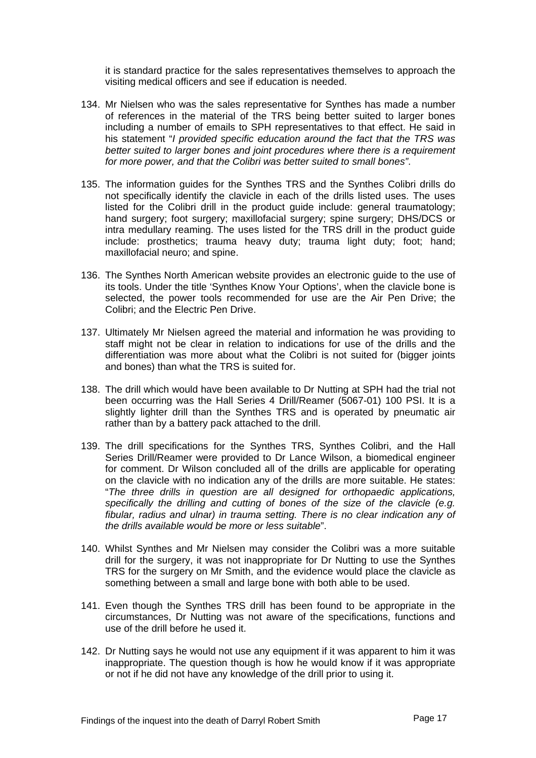it is standard practice for the sales representatives themselves to approach the visiting medical officers and see if education is needed.

134. Mr Nielsen who was the sales representative for Synthes has made a number of references in the material of the TRS being better suited to larger bones including a number of emails to SPH representatives to that effect. He said in his statement "*I provided specific education around the fact that the TRS was better suited to larger bones and joint procedures where there is a requirement for more power, and that the Colibri was better suited to small bones"*.

135. The information guides for the Synthes TRS and the Synthes Colibri drills do not specifically identify the clavicle in each of the drills listed uses. The uses listed for the Colibri drill in the product guide include: general traumatology; hand surgery; foot surgery; maxillofacial surgery; spine surgery; DHS/DCS or intra medullary reaming. The uses listed for the TRS drill in the product guide include: prosthetics; trauma heavy duty; trauma light duty; foot; hand; maxillofacial neuro; and spine.

136. The Synthes North American website provides an electronic guide to the use of its tools. Under the title 'Synthes Know Your Options', when the clavicle bone is selected, the power tools recommended for use are the Air Pen Drive; the Colibri; and the Electric Pen Drive.

137. Ultimately Mr Nielsen agreed the material and information he was providing to staff might not be clear in relation to indications for use of the drills and the differentiation was more about what the Colibri is not suited for (bigger joints and bones) than what the TRS is suited for.

138. The drill which would have been available to Dr Nutting at SPH had the trial not been occurring was the Hall Series 4 Drill/Reamer (5067-01) 100 PSI. It is a slightly lighter drill than the Synthes TRS and is operated by pneumatic air rather than by a battery pack attached to the drill.

139. The drill specifications for the Synthes TRS, Synthes Colibri, and the Hall Series Drill/Reamer were provided to Dr Lance Wilson, a biomedical engineer for comment. Dr Wilson concluded all of the drills are applicable for operating on the clavicle with no indication any of the drills are more suitable. He states: "*The three drills in question are all designed for orthopaedic applications, specifically the drilling and cutting of bones of the size of the clavicle (e.g. fibular, radius and ulnar) in trauma setting. There is no clear indication any of the drills available would be more or less suitable*".

140. Whilst Synthes and Mr Nielsen may consider the Colibri was a more suitable drill for the surgery, it was not inappropriate for Dr Nutting to use the Synthes TRS for the surgery on Mr Smith, and the evidence would place the clavicle as something between a small and large bone with both able to be used.

141. Even though the Synthes TRS drill has been found to be appropriate in the circumstances, Dr Nutting was not aware of the specifications, functions and use of the drill before he used it.

142. Dr Nutting says he would not use any equipment if it was apparent to him it was inappropriate. The question though is how he would know if it was appropriate or not if he did not have any knowledge of the drill prior to using it.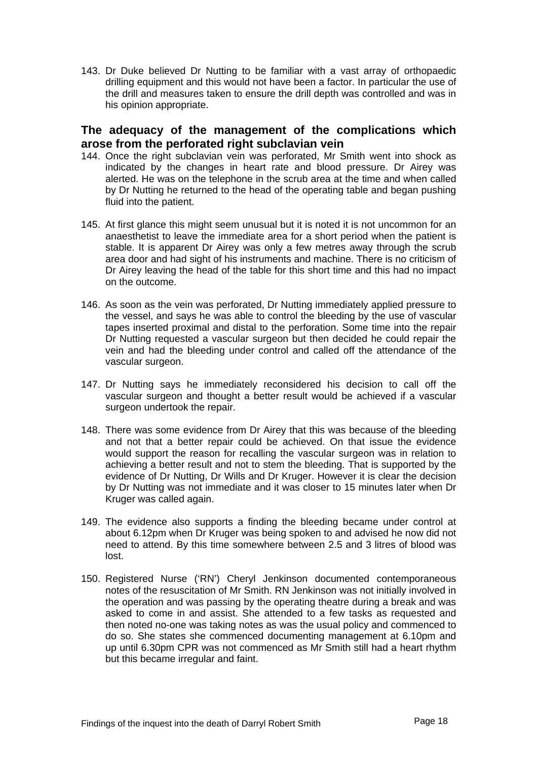143. Dr Duke believed Dr Nutting to be familiar with a vast array of orthopaedic drilling equipment and this would not have been a factor. In particular the use of the drill and measures taken to ensure the drill depth was controlled and was in his opinion appropriate.

## The adequacy of the management of the complications which arose from the perforated right subclavian vein

144. Once the right subclavian vein was perforated, Mr Smith went into shock as indicated by the changes in heart rate and blood pressure. Dr Airey was alerted. He was on the telephone in the scrub area at the time and when called by Dr Nutting he returned to the head of the operating table and began pushing fluid into the patient.

145. At first glance this might seem unusual but it is noted it is not uncommon for an anaesthetist to leave the immediate area for a short period when the patient is stable. It is apparent Dr Airey was only a few metres away through the scrub area door and had sight of his instruments and machine. There is no criticism of Dr Airey leaving the head of the table for this short time and this had no impact on the outcome.

146. As soon as the vein was perforated, Dr Nutting immediately applied pressure to the vessel, and says he was able to control the bleeding by the use of vascular tapes inserted proximal and distal to the perforation. Some time into the repair Dr Nutting requested a vascular surgeon but then decided he could repair the vein and had the bleeding under control and called off the attendance of the vascular surgeon.

147. Dr Nutting says he immediately reconsidered his decision to call off the vascular surgeon and thought a better result would be achieved if a vascular surgeon undertook the repair.

148. There was some evidence from Dr Airey that this was because of the bleeding and not that a better repair could be achieved. On that issue the evidence would support the reason for recalling the vascular surgeon was in relation to achieving a better result and not to stem the bleeding. That is supported by the evidence of Dr Nutting, Dr Wills and Dr Kruger. However it is clear the decision by Dr Nutting was not immediate and it was closer to 15 minutes later when Dr Kruger was called again.

149. The evidence also supports a finding the bleeding became under control at about 6.12pm when Dr Kruger was being spoken to and advised he now did not need to attend. By this time somewhere between 2.5 and 3 litres of blood was lost.

150. Registered Nurse ('RN') Cheryl Jenkinson documented contemporaneous notes of the resuscitation of Mr Smith. RN Jenkinson was not initially involved in the operation and was passing by the operating theatre during a break and was asked to come in and assist. She attended to a few tasks as requested and then noted no-one was taking notes as was the usual policy and commenced to do so. She states she commenced documenting management at 6.10pm and up until 6.30pm CPR was not commenced as Mr Smith still had a heart rhythm but this became irregular and faint.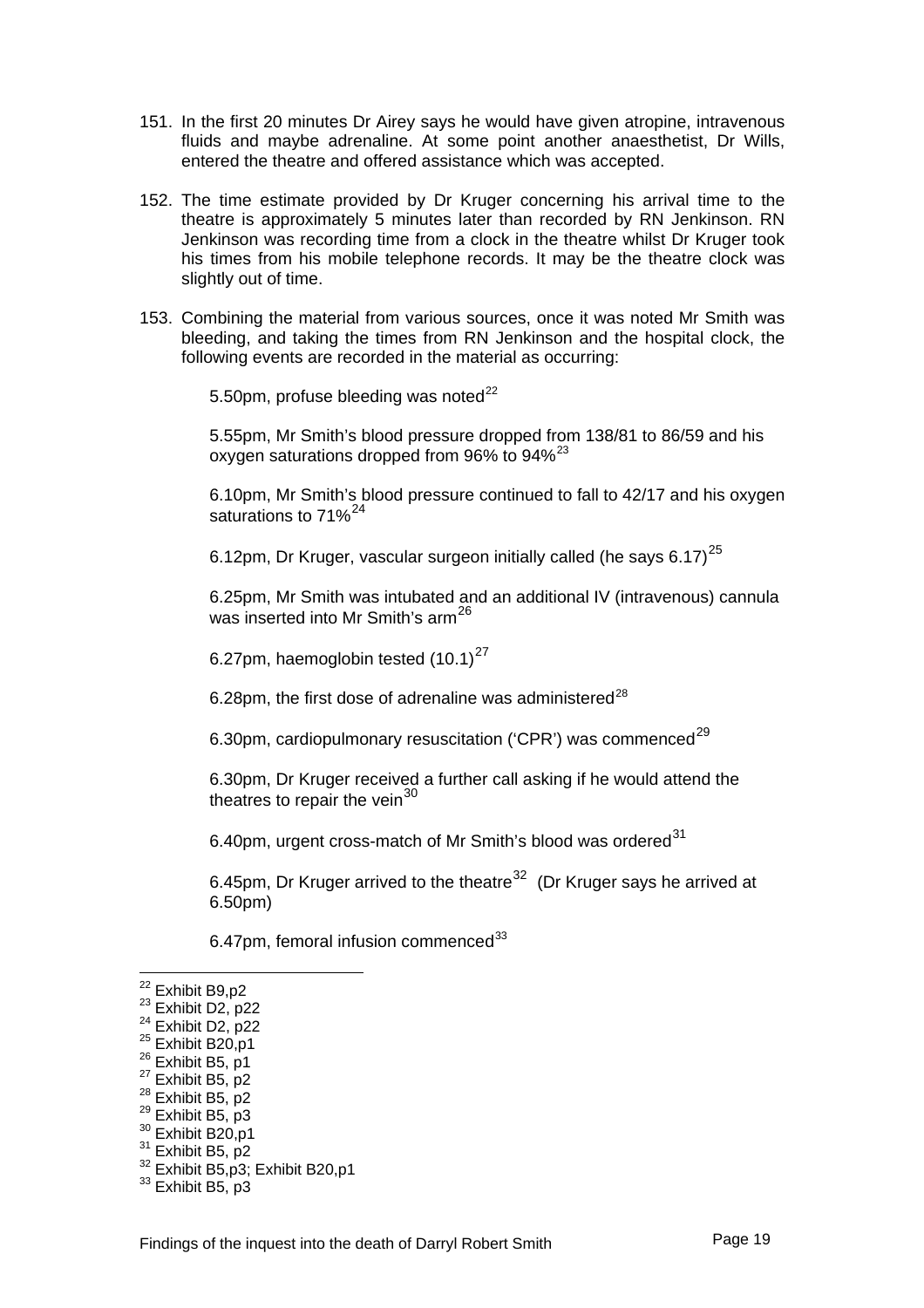151. In the first 20 minutes Dr Airey says he would have given atropine, intravenous fluids and maybe adrenaline. At some point another anaesthetist, Dr Wills, entered the theatre and offered assistance which was accepted.

152. The time estimate provided by Dr Kruger concerning his arrival time to the theatre is approximately 5 minutes later than recorded by RN Jenkinson. RN Jenkinson was recording time from a clock in the theatre whilst Dr Kruger took his times from his mobile telephone records. It may be the theatre clock was slightly out of time.

153. Combining the material from various sources, once it was noted Mr Smith was bleeding, and taking the times from RN Jenkinson and the hospital clock, the following events are recorded in the material as occurring:

    5.50pm, profuse bleeding was noted[22]

    5.55pm, Mr Smith's blood pressure dropped from 138/81 to 86/59 and his oxygen saturations dropped from 96% to 94%[23]

    6.10pm, Mr Smith's blood pressure continued to fall to 42/17 and his oxygen saturations to 71%[24]

    6.12pm, Dr Kruger, vascular surgeon initially called (he says 6.17)[25]

    6.25pm, Mr Smith was intubated and an additional IV (intravenous) cannula was inserted into Mr Smith's arm[26]

    6.27pm, haemoglobin tested (10.1)[27]

    6.28pm, the first dose of adrenaline was administered[28]

    6.30pm, cardiopulmonary resuscitation ('CPR') was commenced[29]

    6.30pm, Dr Kruger received a further call asking if he would attend the theatres to repair the vein[30]

    6.40pm, urgent cross-match of Mr Smith's blood was ordered[31]

    6.45pm, Dr Kruger arrived to the theatre[32] (Dr Kruger says he arrived at 6.50pm)

    6.47pm, femoral infusion commenced[33]

---

[22] Exhibit B9,p2
[23] Exhibit D2, p22
[24] Exhibit D2, p22
[25] Exhibit B20,p1
[26] Exhibit B5, p1
[27] Exhibit B5, p2
[28] Exhibit B5, p2
[29] Exhibit B5, p3
[30] Exhibit B20,p1
[31] Exhibit B5, p2
[32] Exhibit B5,p3; Exhibit B20,p1
[33] Exhibit B5, p3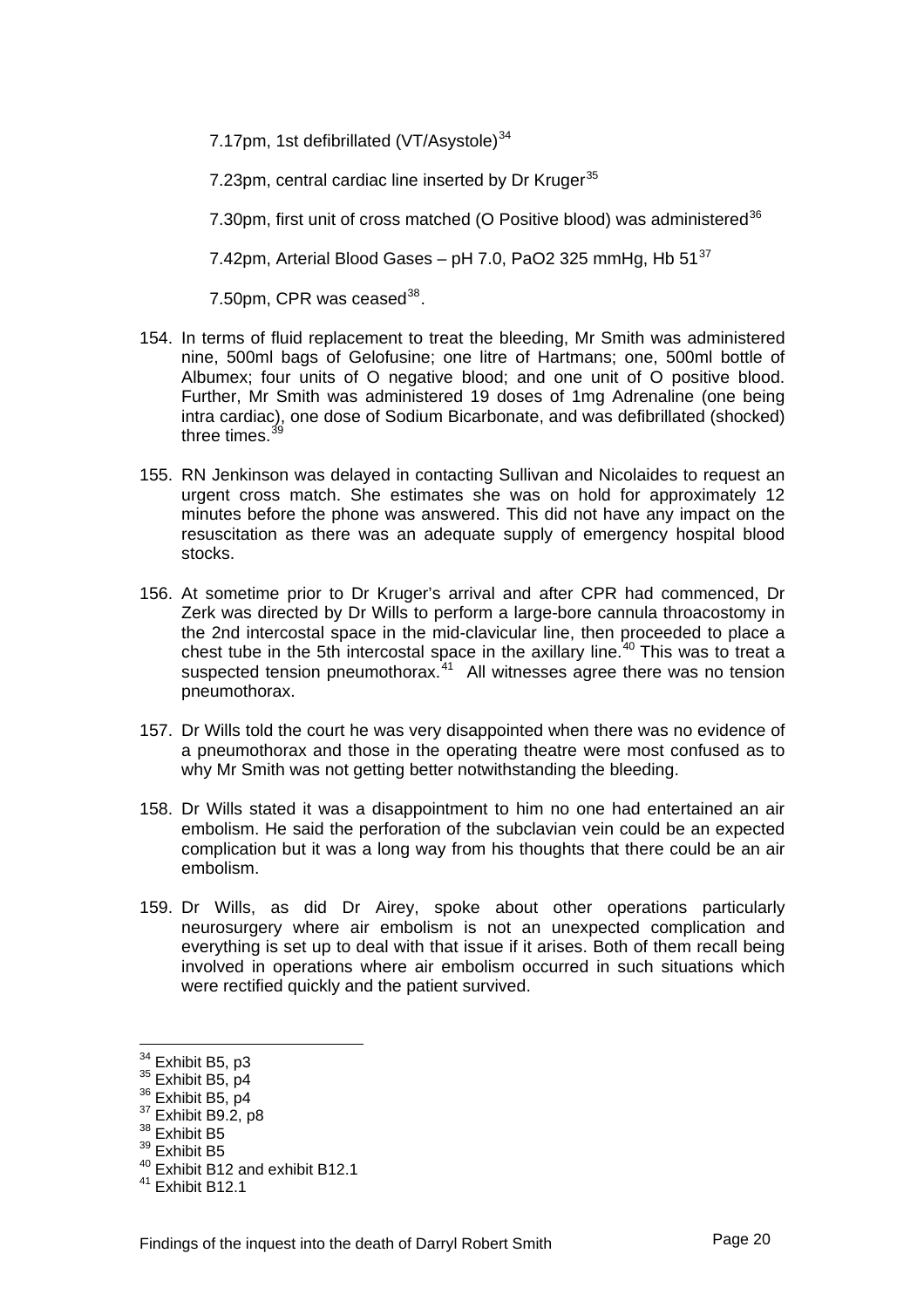7.17pm, 1st defibrillated (VT/Asystole)[34]

7.23pm, central cardiac line inserted by Dr Kruger[35]

7.30pm, first unit of cross matched (O Positive blood) was administered[36]

7.42pm, Arterial Blood Gases – pH 7.0, PaO2 325 mmHg, Hb 51[37]

7.50pm, CPR was ceased[38].

154. In terms of fluid replacement to treat the bleeding, Mr Smith was administered nine, 500ml bags of Gelofusine; one litre of Hartmans; one, 500ml bottle of Albumex; four units of O negative blood; and one unit of O positive blood. Further, Mr Smith was administered 19 doses of 1mg Adrenaline (one being intra cardiac), one dose of Sodium Bicarbonate, and was defibrillated (shocked) three times.[39]

155. RN Jenkinson was delayed in contacting Sullivan and Nicolaides to request an urgent cross match. She estimates she was on hold for approximately 12 minutes before the phone was answered. This did not have any impact on the resuscitation as there was an adequate supply of emergency hospital blood stocks.

156. At sometime prior to Dr Kruger's arrival and after CPR had commenced, Dr Zerk was directed by Dr Wills to perform a large-bore cannula throacostomy in the 2nd intercostal space in the mid-clavicular line, then proceeded to place a chest tube in the 5th intercostal space in the axillary line.[40] This was to treat a suspected tension pneumothorax.[41] All witnesses agree there was no tension pneumothorax.

157. Dr Wills told the court he was very disappointed when there was no evidence of a pneumothorax and those in the operating theatre were most confused as to why Mr Smith was not getting better notwithstanding the bleeding.

158. Dr Wills stated it was a disappointment to him no one had entertained an air embolism. He said the perforation of the subclavian vein could be an expected complication but it was a long way from his thoughts that there could be an air embolism.

159. Dr Wills, as did Dr Airey, spoke about other operations particularly neurosurgery where air embolism is not an unexpected complication and everything is set up to deal with that issue if it arises. Both of them recall being involved in operations where air embolism occurred in such situations which were rectified quickly and the patient survived.

---

[34] Exhibit B5, p3
[35] Exhibit B5, p4
[36] Exhibit B5, p4
[37] Exhibit B9.2, p8
[38] Exhibit B5
[39] Exhibit B5
[40] Exhibit B12 and exhibit B12.1
[41] Exhibit B12.1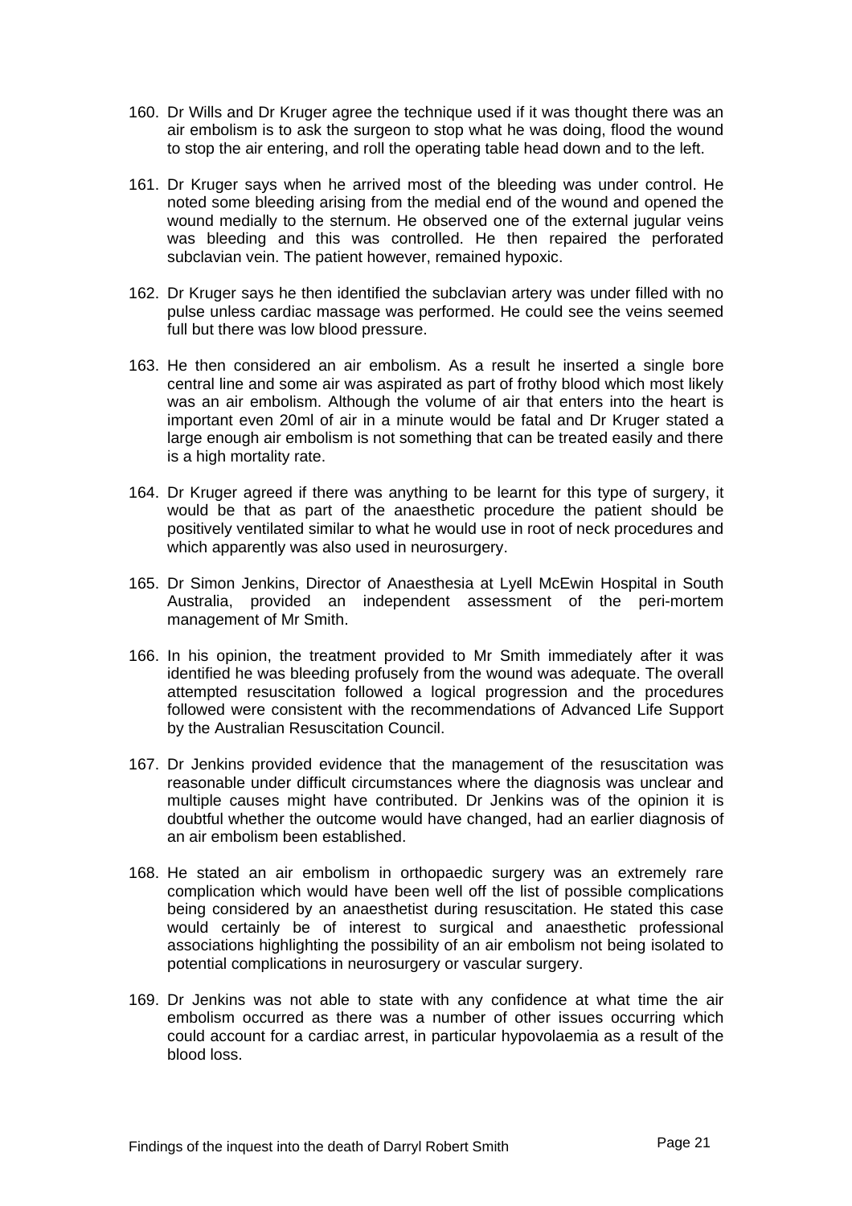160. Dr Wills and Dr Kruger agree the technique used if it was thought there was an air embolism is to ask the surgeon to stop what he was doing, flood the wound to stop the air entering, and roll the operating table head down and to the left.

161. Dr Kruger says when he arrived most of the bleeding was under control. He noted some bleeding arising from the medial end of the wound and opened the wound medially to the sternum. He observed one of the external jugular veins was bleeding and this was controlled. He then repaired the perforated subclavian vein. The patient however, remained hypoxic.

162. Dr Kruger says he then identified the subclavian artery was under filled with no pulse unless cardiac massage was performed. He could see the veins seemed full but there was low blood pressure.

163. He then considered an air embolism. As a result he inserted a single bore central line and some air was aspirated as part of frothy blood which most likely was an air embolism. Although the volume of air that enters into the heart is important even 20ml of air in a minute would be fatal and Dr Kruger stated a large enough air embolism is not something that can be treated easily and there is a high mortality rate.

164. Dr Kruger agreed if there was anything to be learnt for this type of surgery, it would be that as part of the anaesthetic procedure the patient should be positively ventilated similar to what he would use in root of neck procedures and which apparently was also used in neurosurgery.

165. Dr Simon Jenkins, Director of Anaesthesia at Lyell McEwin Hospital in South Australia, provided an independent assessment of the peri-mortem management of Mr Smith.

166. In his opinion, the treatment provided to Mr Smith immediately after it was identified he was bleeding profusely from the wound was adequate. The overall attempted resuscitation followed a logical progression and the procedures followed were consistent with the recommendations of Advanced Life Support by the Australian Resuscitation Council.

167. Dr Jenkins provided evidence that the management of the resuscitation was reasonable under difficult circumstances where the diagnosis was unclear and multiple causes might have contributed. Dr Jenkins was of the opinion it is doubtful whether the outcome would have changed, had an earlier diagnosis of an air embolism been established.

168. He stated an air embolism in orthopaedic surgery was an extremely rare complication which would have been well off the list of possible complications being considered by an anaesthetist during resuscitation. He stated this case would certainly be of interest to surgical and anaesthetic professional associations highlighting the possibility of an air embolism not being isolated to potential complications in neurosurgery or vascular surgery.

169. Dr Jenkins was not able to state with any confidence at what time the air embolism occurred as there was a number of other issues occurring which could account for a cardiac arrest, in particular hypovolaemia as a result of the blood loss.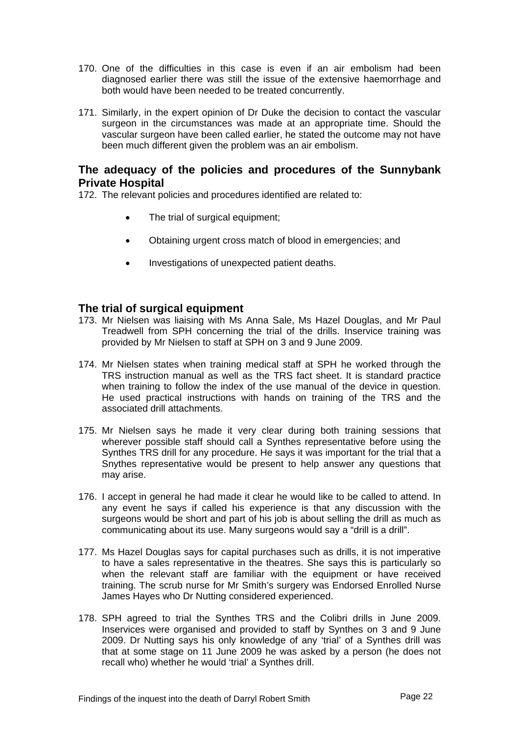170. One of the difficulties in this case is even if an air embolism had been diagnosed earlier there was still the issue of the extensive haemorrhage and both would have been needed to be treated concurrently.

171. Similarly, in the expert opinion of Dr Duke the decision to contact the vascular surgeon in the circumstances was made at an appropriate time. Should the vascular surgeon have been called earlier, he stated the outcome may not have been much different given the problem was an air embolism.

## The adequacy of the policies and procedures of the Sunnybank Private Hospital

172. The relevant policies and procedures identified are related to:

- The trial of surgical equipment;
- Obtaining urgent cross match of blood in emergencies; and
- Investigations of unexpected patient deaths.

## The trial of surgical equipment

173. Mr Nielsen was liaising with Ms Anna Sale, Ms Hazel Douglas, and Mr Paul Treadwell from SPH concerning the trial of the drills. Inservice training was provided by Mr Nielsen to staff at SPH on 3 and 9 June 2009.

174. Mr Nielsen states when training medical staff at SPH he worked through the TRS instruction manual as well as the TRS fact sheet. It is standard practice when training to follow the index of the use manual of the device in question. He used practical instructions with hands on training of the TRS and the associated drill attachments.

175. Mr Nielsen says he made it very clear during both training sessions that wherever possible staff should call a Synthes representative before using the Synthes TRS drill for any procedure. He says it was important for the trial that a Snythes representative would be present to help answer any questions that may arise.

176. I accept in general he had made it clear he would like to be called to attend. In any event he says if called his experience is that any discussion with the surgeons would be short and part of his job is about selling the drill as much as communicating about its use. Many surgeons would say a "drill is a drill".

177. Ms Hazel Douglas says for capital purchases such as drills, it is not imperative to have a sales representative in the theatres. She says this is particularly so when the relevant staff are familiar with the equipment or have received training. The scrub nurse for Mr Smith's surgery was Endorsed Enrolled Nurse James Hayes who Dr Nutting considered experienced.

178. SPH agreed to trial the Synthes TRS and the Colibri drills in June 2009. Inservices were organised and provided to staff by Synthes on 3 and 9 June 2009. Dr Nutting says his only knowledge of any 'trial' of a Synthes drill was that at some stage on 11 June 2009 he was asked by a person (he does not recall who) whether he would 'trial' a Synthes drill.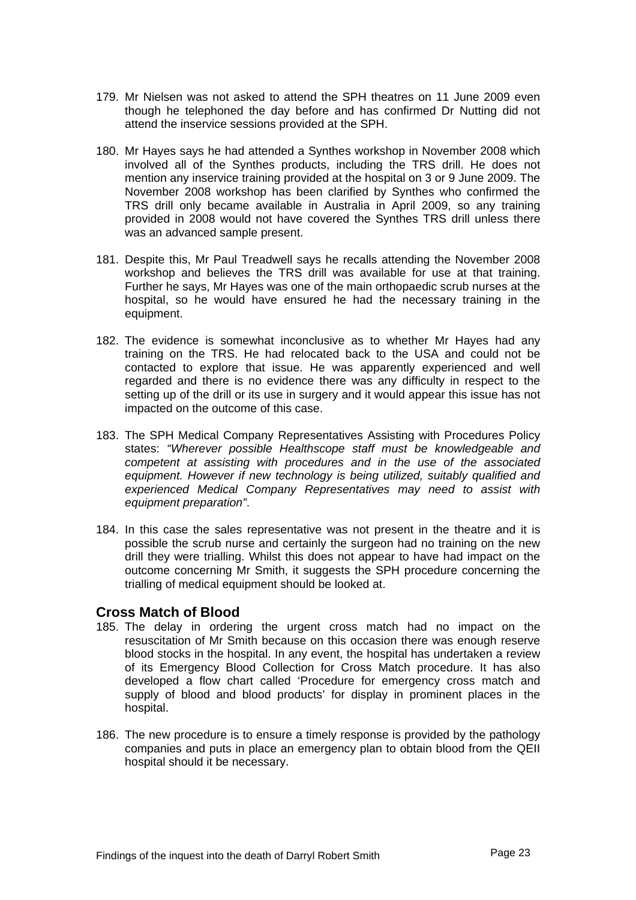179. Mr Nielsen was not asked to attend the SPH theatres on 11 June 2009 even though he telephoned the day before and has confirmed Dr Nutting did not attend the inservice sessions provided at the SPH.

180. Mr Hayes says he had attended a Synthes workshop in November 2008 which involved all of the Synthes products, including the TRS drill. He does not mention any inservice training provided at the hospital on 3 or 9 June 2009. The November 2008 workshop has been clarified by Synthes who confirmed the TRS drill only became available in Australia in April 2009, so any training provided in 2008 would not have covered the Synthes TRS drill unless there was an advanced sample present.

181. Despite this, Mr Paul Treadwell says he recalls attending the November 2008 workshop and believes the TRS drill was available for use at that training. Further he says, Mr Hayes was one of the main orthopaedic scrub nurses at the hospital, so he would have ensured he had the necessary training in the equipment.

182. The evidence is somewhat inconclusive as to whether Mr Hayes had any training on the TRS. He had relocated back to the USA and could not be contacted to explore that issue. He was apparently experienced and well regarded and there is no evidence there was any difficulty in respect to the setting up of the drill or its use in surgery and it would appear this issue has not impacted on the outcome of this case.

183. The SPH Medical Company Representatives Assisting with Procedures Policy states: *"Wherever possible Healthscope staff must be knowledgeable and competent at assisting with procedures and in the use of the associated equipment. However if new technology is being utilized, suitably qualified and experienced Medical Company Representatives may need to assist with equipment preparation"*.

184. In this case the sales representative was not present in the theatre and it is possible the scrub nurse and certainly the surgeon had no training on the new drill they were trialling. Whilst this does not appear to have had impact on the outcome concerning Mr Smith, it suggests the SPH procedure concerning the trialling of medical equipment should be looked at.

## Cross Match of Blood

185. The delay in ordering the urgent cross match had no impact on the resuscitation of Mr Smith because on this occasion there was enough reserve blood stocks in the hospital. In any event, the hospital has undertaken a review of its Emergency Blood Collection for Cross Match procedure. It has also developed a flow chart called 'Procedure for emergency cross match and supply of blood and blood products' for display in prominent places in the hospital.

186. The new procedure is to ensure a timely response is provided by the pathology companies and puts in place an emergency plan to obtain blood from the QEII hospital should it be necessary.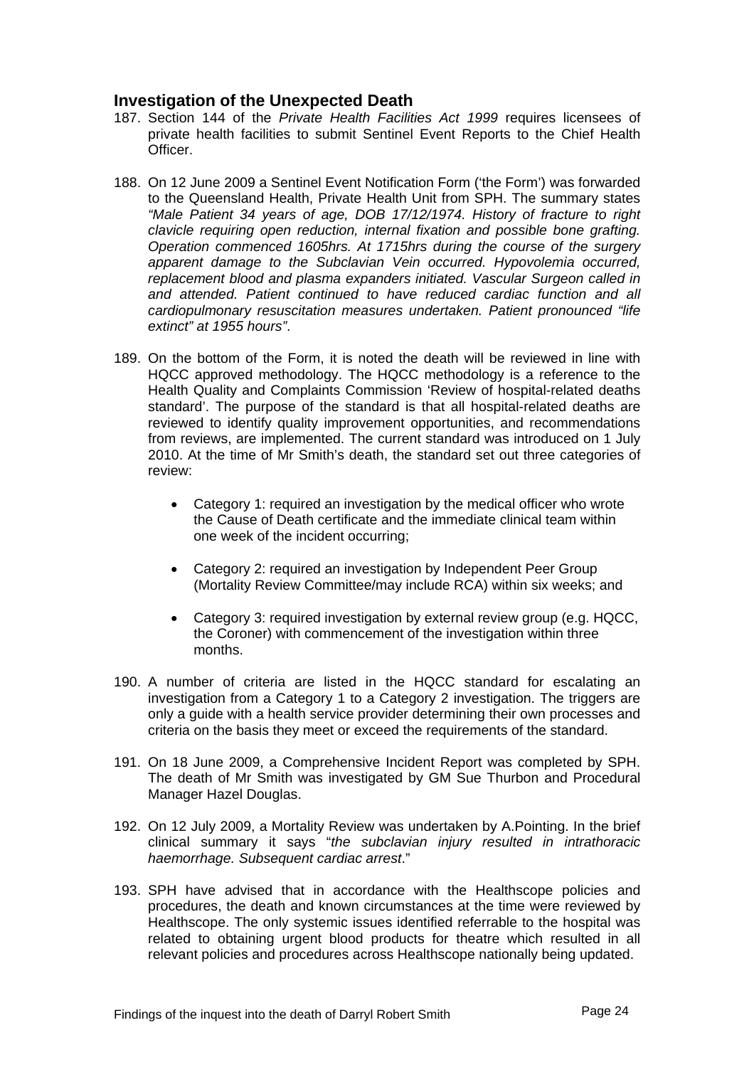## Investigation of the Unexpected Death

187. Section 144 of the *Private Health Facilities Act 1999* requires licensees of private health facilities to submit Sentinel Event Reports to the Chief Health Officer.

188. On 12 June 2009 a Sentinel Event Notification Form ('the Form') was forwarded to the Queensland Health, Private Health Unit from SPH. The summary states *"Male Patient 34 years of age, DOB 17/12/1974. History of fracture to right clavicle requiring open reduction, internal fixation and possible bone grafting. Operation commenced 1605hrs. At 1715hrs during the course of the surgery apparent damage to the Subclavian Vein occurred. Hypovolemia occurred, replacement blood and plasma expanders initiated. Vascular Surgeon called in and attended. Patient continued to have reduced cardiac function and all cardiopulmonary resuscitation measures undertaken. Patient pronounced "life extinct" at 1955 hours"*.

189. On the bottom of the Form, it is noted the death will be reviewed in line with HQCC approved methodology. The HQCC methodology is a reference to the Health Quality and Complaints Commission 'Review of hospital-related deaths standard'. The purpose of the standard is that all hospital-related deaths are reviewed to identify quality improvement opportunities, and recommendations from reviews, are implemented. The current standard was introduced on 1 July 2010. At the time of Mr Smith's death, the standard set out three categories of review:

    - Category 1: required an investigation by the medical officer who wrote the Cause of Death certificate and the immediate clinical team within one week of the incident occurring;
    - Category 2: required an investigation by Independent Peer Group (Mortality Review Committee/may include RCA) within six weeks; and
    - Category 3: required investigation by external review group (e.g. HQCC, the Coroner) with commencement of the investigation within three months.

190. A number of criteria are listed in the HQCC standard for escalating an investigation from a Category 1 to a Category 2 investigation. The triggers are only a guide with a health service provider determining their own processes and criteria on the basis they meet or exceed the requirements of the standard.

191. On 18 June 2009, a Comprehensive Incident Report was completed by SPH. The death of Mr Smith was investigated by GM Sue Thurbon and Procedural Manager Hazel Douglas.

192. On 12 July 2009, a Mortality Review was undertaken by A.Pointing. In the brief clinical summary it says "*the subclavian injury resulted in intrathoracic haemorrhage. Subsequent cardiac arrest*."

193. SPH have advised that in accordance with the Healthscope policies and procedures, the death and known circumstances at the time were reviewed by Healthscope. The only systemic issues identified referrable to the hospital was related to obtaining urgent blood products for theatre which resulted in all relevant policies and procedures across Healthscope nationally being updated.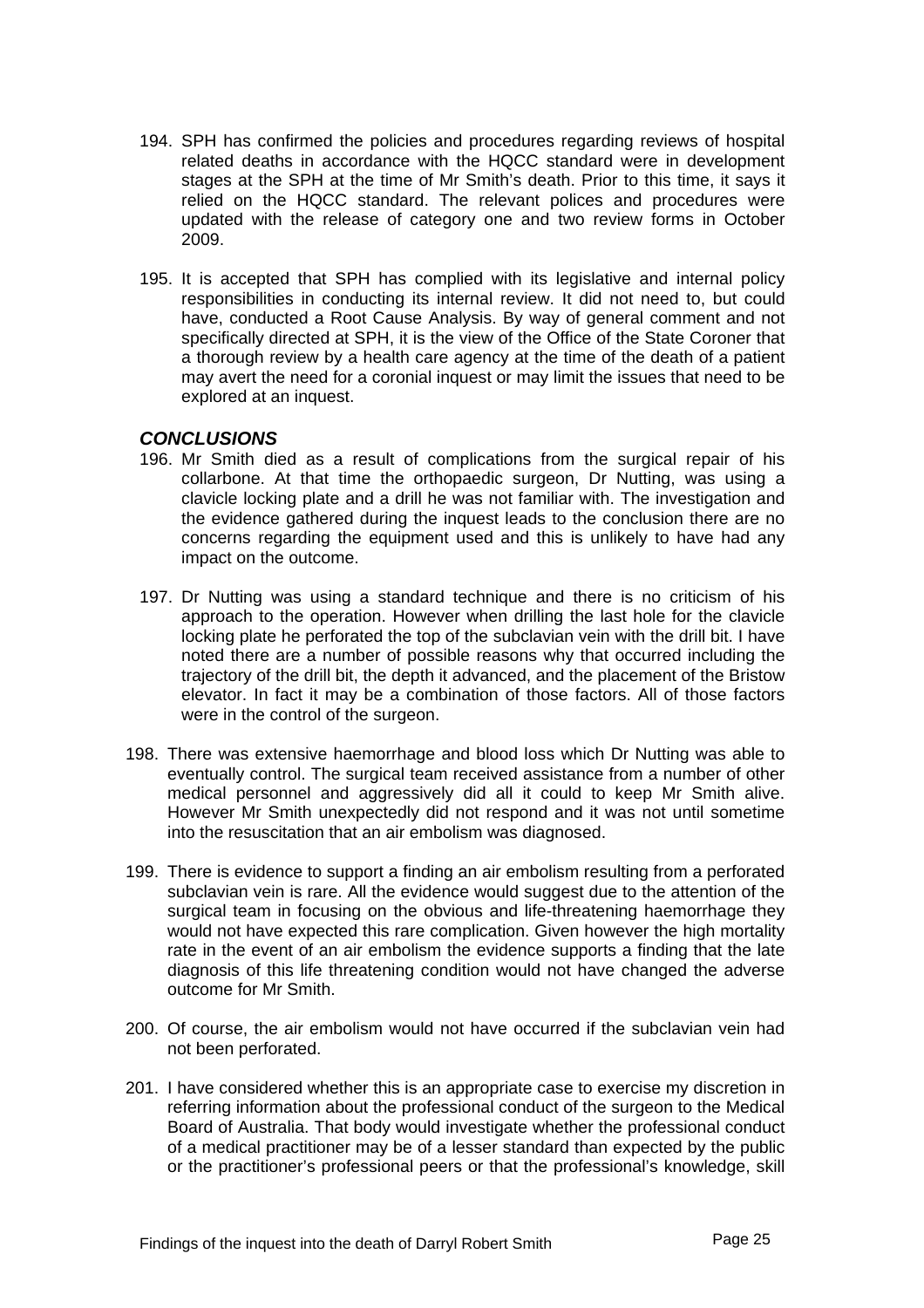194. SPH has confirmed the policies and procedures regarding reviews of hospital related deaths in accordance with the HQCC standard were in development stages at the SPH at the time of Mr Smith's death. Prior to this time, it says it relied on the HQCC standard. The relevant polices and procedures were updated with the release of category one and two review forms in October 2009.

195. It is accepted that SPH has complied with its legislative and internal policy responsibilities in conducting its internal review. It did not need to, but could have, conducted a Root Cause Analysis. By way of general comment and not specifically directed at SPH, it is the view of the Office of the State Coroner that a thorough review by a health care agency at the time of the death of a patient may avert the need for a coronial inquest or may limit the issues that need to be explored at an inquest.

### *CONCLUSIONS*

196. Mr Smith died as a result of complications from the surgical repair of his collarbone. At that time the orthopaedic surgeon, Dr Nutting, was using a clavicle locking plate and a drill he was not familiar with. The investigation and the evidence gathered during the inquest leads to the conclusion there are no concerns regarding the equipment used and this is unlikely to have had any impact on the outcome.

197. Dr Nutting was using a standard technique and there is no criticism of his approach to the operation. However when drilling the last hole for the clavicle locking plate he perforated the top of the subclavian vein with the drill bit. I have noted there are a number of possible reasons why that occurred including the trajectory of the drill bit, the depth it advanced, and the placement of the Bristow elevator. In fact it may be a combination of those factors. All of those factors were in the control of the surgeon.

198. There was extensive haemorrhage and blood loss which Dr Nutting was able to eventually control. The surgical team received assistance from a number of other medical personnel and aggressively did all it could to keep Mr Smith alive. However Mr Smith unexpectedly did not respond and it was not until sometime into the resuscitation that an air embolism was diagnosed.

199. There is evidence to support a finding an air embolism resulting from a perforated subclavian vein is rare. All the evidence would suggest due to the attention of the surgical team in focusing on the obvious and life-threatening haemorrhage they would not have expected this rare complication. Given however the high mortality rate in the event of an air embolism the evidence supports a finding that the late diagnosis of this life threatening condition would not have changed the adverse outcome for Mr Smith.

200. Of course, the air embolism would not have occurred if the subclavian vein had not been perforated.

201. I have considered whether this is an appropriate case to exercise my discretion in referring information about the professional conduct of the surgeon to the Medical Board of Australia. That body would investigate whether the professional conduct of a medical practitioner may be of a lesser standard than expected by the public or the practitioner's professional peers or that the professional's knowledge, skill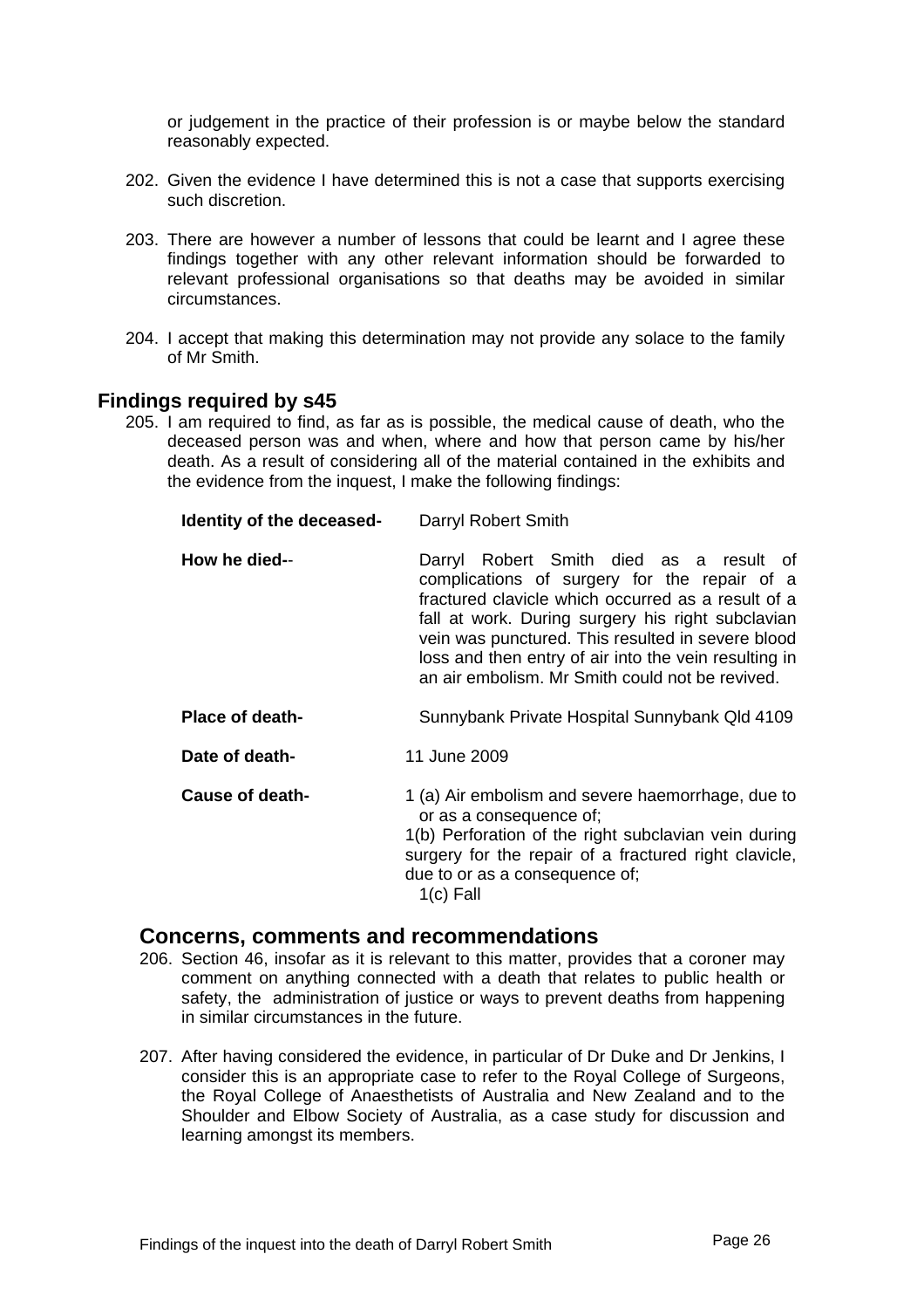or judgement in the practice of their profession is or maybe below the standard reasonably expected.

202. Given the evidence I have determined this is not a case that supports exercising such discretion.

203. There are however a number of lessons that could be learnt and I agree these findings together with any other relevant information should be forwarded to relevant professional organisations so that deaths may be avoided in similar circumstances.

204. I accept that making this determination may not provide any solace to the family of Mr Smith.

## Findings required by s45

205. I am required to find, as far as is possible, the medical cause of death, who the deceased person was and when, where and how that person came by his/her death. As a result of considering all of the material contained in the exhibits and the evidence from the inquest, I make the following findings:

| | |
|---|---|
| **Identity of the deceased-** | Darryl Robert Smith |
| **How he died--** | Darryl Robert Smith died as a result of complications of surgery for the repair of a fractured clavicle which occurred as a result of a fall at work. During surgery his right subclavian vein was punctured. This resulted in severe blood loss and then entry of air into the vein resulting in an air embolism. Mr Smith could not be revived. |
| **Place of death-** | Sunnybank Private Hospital Sunnybank Qld 4109 |
| **Date of death-** | 11 June 2009 |
| **Cause of death-** | 1 (a) Air embolism and severe haemorrhage, due to or as a consequence of; 1(b) Perforation of the right subclavian vein during surgery for the repair of a fractured right clavicle, due to or as a consequence of; 1(c) Fall |

## Concerns, comments and recommendations

206. Section 46, insofar as it is relevant to this matter, provides that a coroner may comment on anything connected with a death that relates to public health or safety, the administration of justice or ways to prevent deaths from happening in similar circumstances in the future.

207. After having considered the evidence, in particular of Dr Duke and Dr Jenkins, I consider this is an appropriate case to refer to the Royal College of Surgeons, the Royal College of Anaesthetists of Australia and New Zealand and to the Shoulder and Elbow Society of Australia, as a case study for discussion and learning amongst its members.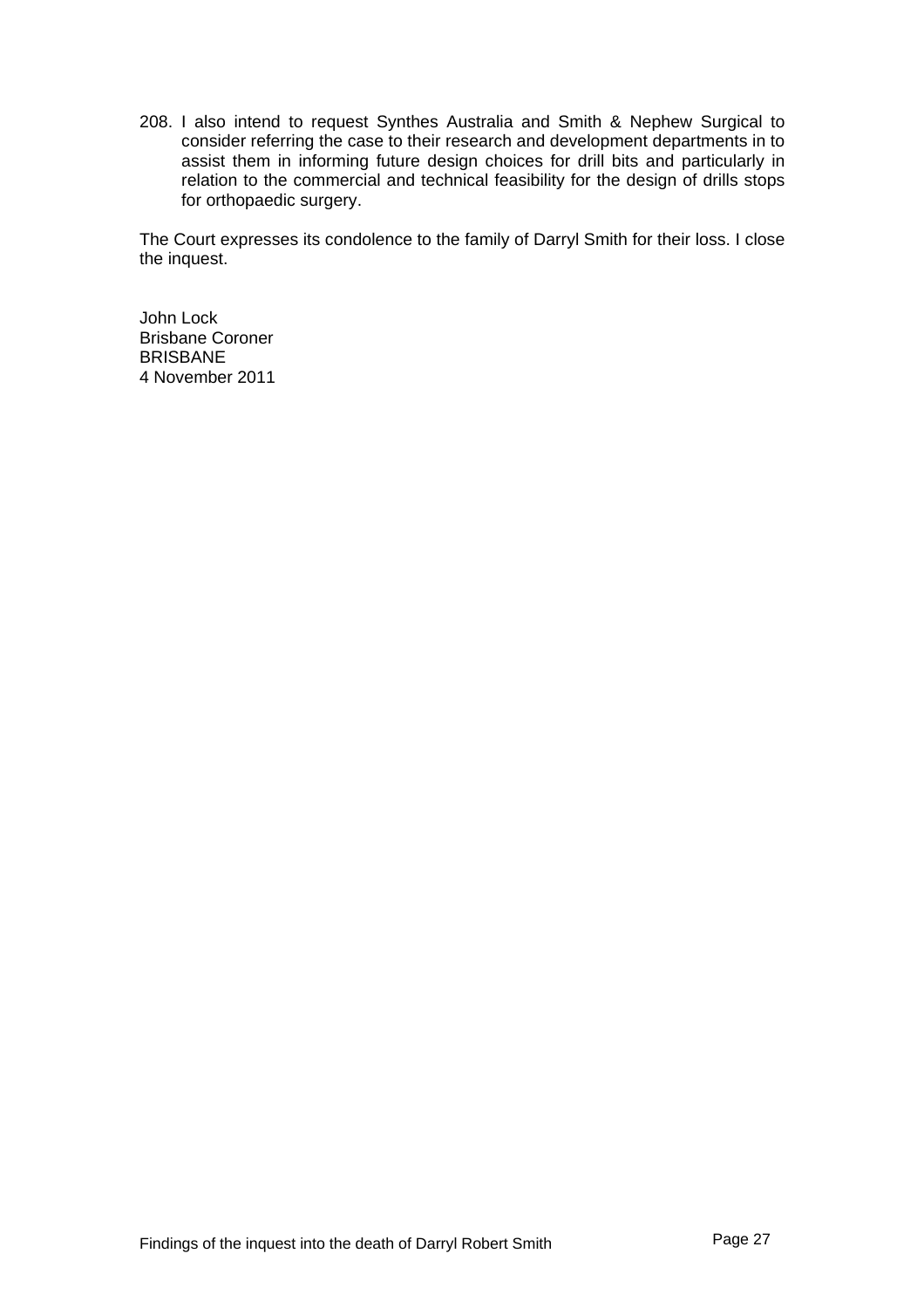208. I also intend to request Synthes Australia and Smith & Nephew Surgical to consider referring the case to their research and development departments in to assist them in informing future design choices for drill bits and particularly in relation to the commercial and technical feasibility for the design of drills stops for orthopaedic surgery.

The Court expresses its condolence to the family of Darryl Smith for their loss. I close the inquest.

John Lock  
Brisbane Coroner  
BRISBANE  
4 November 2011